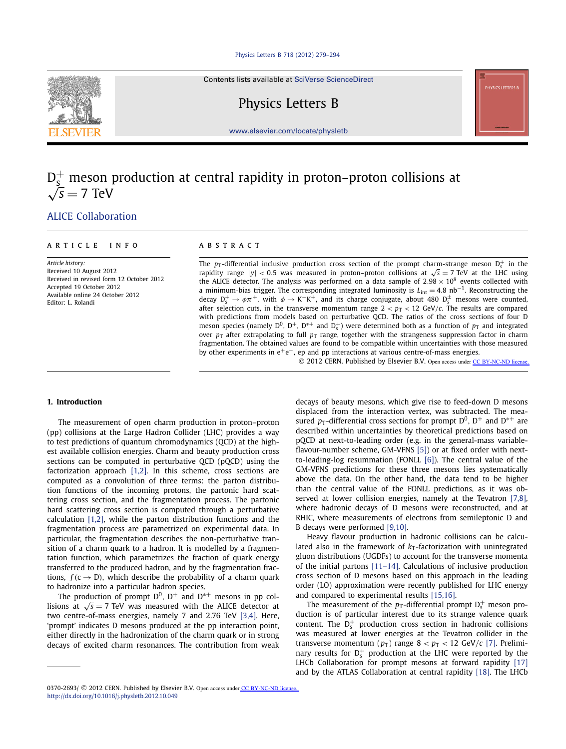# $D_s^+$ meson production at central rapidity in proton–proton collisions at $\sqrt{s} = 7$ TeV

ALICE Collaboration

**ARTICLE INFO**

*Article history:*
Received 10 August 2012
Received in revised form 12 October 2012
Accepted 19 October 2012
Available online 24 October 2012
Editor: L. Rolandi

**ABSTRACT**

The $p_T$-differential inclusive production cross section of the prompt charm-strange meson $D_s^+$ in the rapidity range $|y| < 0.5$ was measured in proton–proton collisions at $\sqrt{s} = 7$ TeV at the LHC using the ALICE detector. The analysis was performed on a data sample of $2.98 \times 10^8$ events collected with a minimum-bias trigger. The corresponding integrated luminosity is $L_{int} = 4.8\ \mathrm{nb}^{-1}$. Reconstructing the decay $D_s^+ \to \phi\pi^+$, with $\phi \to K^-K^+$, and its charge conjugate, about 480 $D_s^\pm$ mesons were counted, after selection cuts, in the transverse momentum range $2 < p_T < 12$ GeV/$c$. The results are compared with predictions from models based on perturbative QCD. The ratios of the cross sections of four D meson species (namely $D^0$, $D^+$, $D^{*+}$ and $D_s^+$) were determined both as a function of $p_T$ and integrated over $p_T$ after extrapolating to full $p_T$ range, together with the strangeness suppression factor in charm fragmentation. The obtained values are found to be compatible within uncertainties with those measured by other experiments in $e^+e^-$, ep and pp interactions at various centre-of-mass energies.

© 2012 CERN. Published by Elsevier B.V. Open access under CC BY-NC-ND license.

## 1. Introduction

The measurement of open charm production in proton–proton (pp) collisions at the Large Hadron Collider (LHC) provides a way to test predictions of quantum chromodynamics (QCD) at the highest available collision energies. Charm and beauty production cross sections can be computed in perturbative QCD (pQCD) using the factorization approach [1,2]. In this scheme, cross sections are computed as a convolution of three terms: the parton distribution functions of the incoming protons, the partonic hard scattering cross section, and the fragmentation process. The partonic hard scattering cross section is computed through a perturbative calculation [1,2], while the parton distribution functions and the fragmentation process are parametrized on experimental data. In particular, the fragmentation describes the non-perturbative transition of a charm quark to a hadron. It is modelled by a fragmentation function, which parametrizes the fraction of quark energy transferred to the produced hadron, and by the fragmentation fractions, $f(c \to D)$, which describe the probability of a charm quark to hadronize into a particular hadron species.

The production of prompt $D^0$, $D^+$ and $D^{*+}$ mesons in pp collisions at $\sqrt{s} = 7$ TeV was measured with the ALICE detector at two centre-of-mass energies, namely 7 and 2.76 TeV [3,4]. Here, 'prompt' indicates D mesons produced at the pp interaction point, either directly in the hadronization of the charm quark or in strong decays of excited charm resonances. The contribution from weak decays of beauty mesons, which give rise to feed-down D mesons displaced from the interaction vertex, was subtracted. The measured $p_T$-differential cross sections for prompt $D^0$, $D^+$ and $D^{*+}$ are described within uncertainties by theoretical predictions based on pQCD at next-to-leading order (e.g. in the general-mass variable-flavour-number scheme, GM-VFNS [5]) or at fixed order with next-to-leading-log resummation (FONLL [6]). The central value of the GM-VFNS predictions for these three mesons lies systematically above the data. On the other hand, the data tend to be higher than the central value of the FONLL predictions, as it was observed at lower collision energies, namely at the Tevatron [7,8], where hadronic decays of D mesons were reconstructed, and at RHIC, where measurements of electrons from semileptonic D and B decays were performed [9,10].

Heavy flavour production in hadronic collisions can be calculated also in the framework of $k_T$-factorization with unintegrated gluon distributions (UGDFs) to account for the transverse momenta of the initial partons [11–14]. Calculations of inclusive production cross section of D mesons based on this approach in the leading order (LO) approximation were recently published for LHC energy and compared to experimental results [15,16].

The measurement of the $p_T$-differential prompt $D_s^+$ meson production is of particular interest due to its strange valence quark content. The $D_s^+$ production cross section in hadronic collisions was measured at lower energies at the Tevatron collider in the transverse momentum ($p_T$) range $8 < p_T < 12$ GeV/$c$ [7]. Preliminary results for $D_s^+$ production at the LHC were reported by the LHCb Collaboration for prompt mesons at forward rapidity [17] and by the ATLAS Collaboration at central rapidity [18]. The LHCb

0370-2693/ © 2012 CERN. Published by Elsevier B.V. Open access under CC BY-NC-ND license.
http://dx.doi.org/10.1016/j.physletb.2012.10.049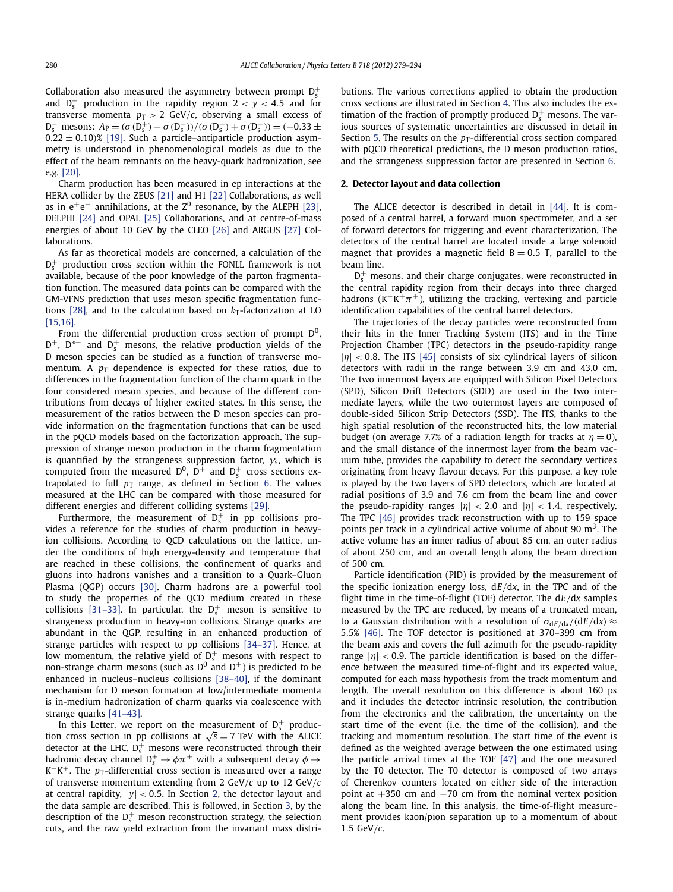Collaboration also measured the asymmetry between prompt $D_s^+$ and $D_s^-$ production in the rapidity region $2 < y < 4.5$ and for transverse momenta $p_T > 2$ GeV/$c$, observing a small excess of $D_s^-$ mesons: $A_P = (\sigma(D_s^+) - \sigma(D_s^-))/(\sigma(D_s^+) + \sigma(D_s^-)) = (-0.33 \pm 0.22 \pm 0.10)\%$ [19]. Such a particle–antiparticle production asymmetry is understood in phenomenological models as due to the effect of the beam remnants on the heavy-quark hadronization, see e.g. [20].

Charm production has been measured in ep interactions at the HERA collider by the ZEUS [21] and H1 [22] Collaborations, as well as in $e^+e^-$ annihilations, at the $Z^0$ resonance, by the ALEPH [23], DELPHI [24] and OPAL [25] Collaborations, and at centre-of-mass energies of about 10 GeV by the CLEO [26] and ARGUS [27] Collaborations.

As far as theoretical models are concerned, a calculation of the $D_s^+$ production cross section within the FONLL framework is not available, because of the poor knowledge of the parton fragmentation function. The measured data points can be compared with the GM-VFNS prediction that uses meson specific fragmentation functions [28], and to the calculation based on $k_T$-factorization at LO [15,16].

From the differential production cross section of prompt $D^0$, $D^+$, $D^{*+}$ and $D_s^+$ mesons, the relative production yields of the D meson species can be studied as a function of transverse momentum. A $p_T$ dependence is expected for these ratios, due to differences in the fragmentation function of the charm quark in the four considered meson species, and because of the different contributions from decays of higher excited states. In this sense, the measurement of the ratios between the D meson species can provide information on the fragmentation functions that can be used in the pQCD models based on the factorization approach. The suppression of strange meson production in the charm fragmentation is quantified by the strangeness suppression factor, $\gamma_s$, which is computed from the measured $D^0$, $D^+$ and $D_s^+$ cross sections extrapolated to full $p_T$ range, as defined in Section 6. The values measured at the LHC can be compared with those measured for different energies and different colliding systems [29].

Furthermore, the measurement of $D_s^+$ in pp collisions provides a reference for the studies of charm production in heavy-ion collisions. According to QCD calculations on the lattice, under the conditions of high energy-density and temperature that are reached in these collisions, the confinement of quarks and gluons into hadrons vanishes and a transition to a Quark–Gluon Plasma (QGP) occurs [30]. Charm hadrons are a powerful tool to study the properties of the QCD medium created in these collisions [31–33]. In particular, the $D_s^+$ meson is sensitive to strangeness production in heavy-ion collisions. Strange quarks are abundant in the QGP, resulting in an enhanced production of strange particles with respect to pp collisions [34–37]. Hence, at low momentum, the relative yield of $D_s^+$ mesons with respect to non-strange charm mesons (such as $D^0$ and $D^+$) is predicted to be enhanced in nucleus–nucleus collisions [38–40], if the dominant mechanism for D meson formation at low/intermediate momenta is in-medium hadronization of charm quarks via coalescence with strange quarks [41–43].

In this Letter, we report on the measurement of $D_s^+$ production cross section in pp collisions at $\sqrt{s} = 7$ TeV with the ALICE detector at the LHC. $D_s^+$ mesons were reconstructed through their hadronic decay channel $D_s^+ \to \phi\pi^+$ with a subsequent decay $\phi \to K^-K^+$. The $p_T$-differential cross section is measured over a range of transverse momentum extending from 2 GeV/$c$ up to 12 GeV/$c$ at central rapidity, $|y| < 0.5$. In Section 2, the detector layout and the data sample are described. This is followed, in Section 3, by the description of the $D_s^+$ meson reconstruction strategy, the selection cuts, and the raw yield extraction from the invariant mass distributions. The various corrections applied to obtain the production cross sections are illustrated in Section 4. This also includes the estimation of the fraction of promptly produced $D_s^+$ mesons. The various sources of systematic uncertainties are discussed in detail in Section 5. The results on the $p_T$-differential cross section compared with pQCD theoretical predictions, the D meson production ratios, and the strangeness suppression factor are presented in Section 6.

## 2. Detector layout and data collection

The ALICE detector is described in detail in [44]. It is composed of a central barrel, a forward muon spectrometer, and a set of forward detectors for triggering and event characterization. The detectors of the central barrel are located inside a large solenoid magnet that provides a magnetic field B = 0.5 T, parallel to the beam line.

$D_s^+$ mesons, and their charge conjugates, were reconstructed in the central rapidity region from their decays into three charged hadrons ($K^-K^+\pi^+$), utilizing the tracking, vertexing and particle identification capabilities of the central barrel detectors.

The trajectories of the decay particles were reconstructed from their hits in the Inner Tracking System (ITS) and in the Time Projection Chamber (TPC) detectors in the pseudo-rapidity range $|\eta| < 0.8$. The ITS [45] consists of six cylindrical layers of silicon detectors with radii in the range between 3.9 cm and 43.0 cm. The two innermost layers are equipped with Silicon Pixel Detectors (SPD), Silicon Drift Detectors (SDD) are used in the two intermediate layers, while the two outermost layers are composed of double-sided Silicon Strip Detectors (SSD). The ITS, thanks to the high spatial resolution of the reconstructed hits, the low material budget (on average 7.7% of a radiation length for tracks at $\eta = 0$), and the small distance of the innermost layer from the beam vacuum tube, provides the capability to detect the secondary vertices originating from heavy flavour decays. For this purpose, a key role is played by the two layers of SPD detectors, which are located at radial positions of 3.9 and 7.6 cm from the beam line and cover the pseudo-rapidity ranges $|\eta| < 2.0$ and $|\eta| < 1.4$, respectively. The TPC [46] provides track reconstruction with up to 159 space points per track in a cylindrical active volume of about 90 m$^3$. The active volume has an inner radius of about 85 cm, an outer radius of about 250 cm, and an overall length along the beam direction of 500 cm.

Particle identification (PID) is provided by the measurement of the specific ionization energy loss, d$E$/d$x$, in the TPC and of the flight time in the time-of-flight (TOF) detector. The d$E$/d$x$ samples measured by the TPC are reduced, by means of a truncated mean, to a Gaussian distribution with a resolution of $\sigma_{dE/dx}/(dE/dx) \approx 5.5\%$ [46]. The TOF detector is positioned at 370–399 cm from the beam axis and covers the full azimuth for the pseudo-rapidity range $|\eta| < 0.9$. The particle identification is based on the difference between the measured time-of-flight and its expected value, computed for each mass hypothesis from the track momentum and length. The overall resolution on this difference is about 160 ps and it includes the detector intrinsic resolution, the contribution from the electronics and the calibration, the uncertainty on the start time of the event (i.e. the time of the collision), and the tracking and momentum resolution. The start time of the event is defined as the weighted average between the one estimated using the particle arrival times at the TOF [47] and the one measured by the T0 detector. The T0 detector is composed of two arrays of Cherenkov counters located on either side of the interaction point at +350 cm and −70 cm from the nominal vertex position along the beam line. In this analysis, the time-of-flight measurement provides kaon/pion separation up to a momentum of about 1.5 GeV/$c$.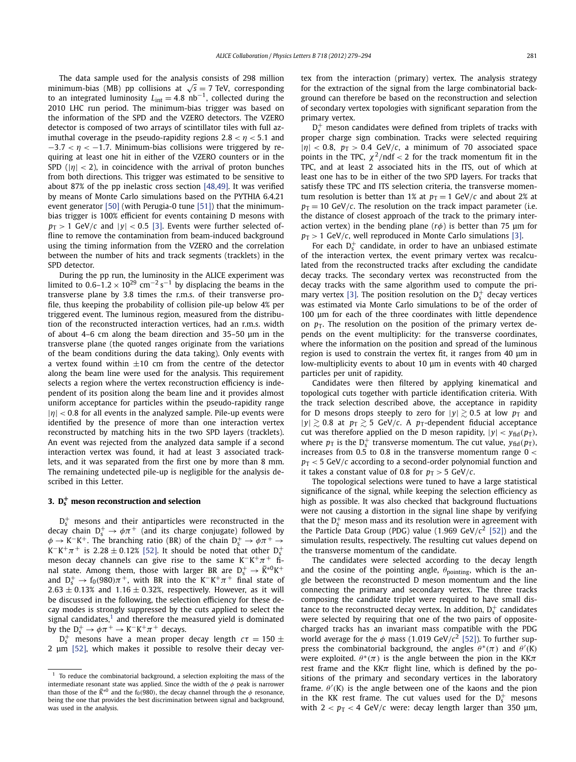The data sample used for the analysis consists of 298 million minimum-bias (MB) pp collisions at $\sqrt{s} = 7$ TeV, corresponding to an integrated luminosity $L_{\rm int} = 4.8\ \rm nb^{-1}$, collected during the 2010 LHC run period. The minimum-bias trigger was based on the information of the SPD and the VZERO detectors. The VZERO detector is composed of two arrays of scintillator tiles with full azimuthal coverage in the pseudo-rapidity regions $2.8 < \eta < 5.1$ and $-3.7 < \eta < -1.7$. Minimum-bias collisions were triggered by requiring at least one hit in either of the VZERO counters or in the SPD ($|\eta| < 2$), in coincidence with the arrival of proton bunches from both directions. This trigger was estimated to be sensitive to about 87% of the pp inelastic cross section [48,49]. It was verified by means of Monte Carlo simulations based on the PYTHIA 6.4.21 event generator [50] (with Perugia-0 tune [51]) that the minimum-bias trigger is 100% efficient for events containing D mesons with $p_{\rm T} > 1$ GeV/$c$ and $|y| < 0.5$ [3]. Events were further selected offline to remove the contamination from beam-induced background using the timing information from the VZERO and the correlation between the number of hits and track segments (tracklets) in the SPD detector.

During the pp run, the luminosity in the ALICE experiment was limited to $0.6\text{–}1.2 \times 10^{29}\ \rm cm^{-2}\,s^{-1}$ by displacing the beams in the transverse plane by 3.8 times the r.m.s. of their transverse profile, thus keeping the probability of collision pile-up below 4% per triggered event. The luminous region, measured from the distribution of the reconstructed interaction vertices, had an r.m.s. width of about 4–6 cm along the beam direction and 35–50 μm in the transverse plane (the quoted ranges originate from the variations of the beam conditions during the data taking). Only events with a vertex found within $\pm 10$ cm from the centre of the detector along the beam line were used for the analysis. This requirement selects a region where the vertex reconstruction efficiency is independent of its position along the beam line and it provides almost uniform acceptance for particles within the pseudo-rapidity range $|\eta| < 0.8$ for all events in the analyzed sample. Pile-up events were identified by the presence of more than one interaction vertex reconstructed by matching hits in the two SPD layers (tracklets). An event was rejected from the analyzed data sample if a second interaction vertex was found, it had at least 3 associated tracklets, and it was separated from the first one by more than 8 mm. The remaining undetected pile-up is negligible for the analysis described in this Letter.

## 3. $\mathrm{D_s^+}$ meson reconstruction and selection

$\mathrm{D_s^+}$ mesons and their antiparticles were reconstructed in the decay chain $\mathrm{D_s^+} \to \phi\pi^+$ (and its charge conjugate) followed by $\phi \to \mathrm{K^-K^+}$. The branching ratio (BR) of the chain $\mathrm{D_s^+} \to \phi\pi^+ \to \mathrm{K^-K^+}\pi^+$ is $2.28 \pm 0.12\%$ [52]. It should be noted that other $\mathrm{D_s^+}$ meson decay channels can give rise to the same $\mathrm{K^-K^+}\pi^+$ final state. Among them, those with larger BR are $\mathrm{D_s^+} \to \mathrm{\overline{K}^{*0}K^+}$ and $\mathrm{D_s^+} \to \mathrm{f_0(980)}\pi^+$, with BR into the $\mathrm{K^-K^+}\pi^+$ final state of $2.63 \pm 0.13\%$ and $1.16 \pm 0.32\%$, respectively. However, as it will be discussed in the following, the selection efficiency for these decay modes is strongly suppressed by the cuts applied to select the signal candidates,[1] and therefore the measured yield is dominated by the $\mathrm{D_s^+} \to \phi\pi^+ \to \mathrm{K^-K^+}\pi^+$ decays.

$\mathrm{D_s^+}$ mesons have a mean proper decay length $c\tau = 150 \pm 2$ μm [52], which makes it possible to resolve their decay vertex from the interaction (primary) vertex. The analysis strategy for the extraction of the signal from the large combinatorial background can therefore be based on the reconstruction and selection of secondary vertex topologies with significant separation from the primary vertex.

$\mathrm{D_s^+}$ meson candidates were defined from triplets of tracks with proper charge sign combination. Tracks were selected requiring $|\eta| < 0.8$, $p_{\rm T} > 0.4$ GeV/$c$, a minimum of 70 associated space points in the TPC, $\chi^2/\mathrm{ndf} < 2$ for the track momentum fit in the TPC, and at least 2 associated hits in the ITS, out of which at least one has to be in either of the two SPD layers. For tracks that satisfy these TPC and ITS selection criteria, the transverse momentum resolution is better than 1% at $p_{\rm T} = 1$ GeV/$c$ and about 2% at $p_{\rm T} = 10$ GeV/$c$. The resolution on the track impact parameter (i.e. the distance of closest approach of the track to the primary interaction vertex) in the bending plane ($r\phi$) is better than 75 μm for $p_{\rm T} > 1$ GeV/$c$, well reproduced in Monte Carlo simulations [3].

For each $\mathrm{D_s^+}$ candidate, in order to have an unbiased estimate of the interaction vertex, the event primary vertex was recalculated from the reconstructed tracks after excluding the candidate decay tracks. The secondary vertex was reconstructed from the decay tracks with the same algorithm used to compute the primary vertex [3]. The position resolution on the $\mathrm{D_s^+}$ decay vertices was estimated via Monte Carlo simulations to be of the order of 100 μm for each of the three coordinates with little dependence on $p_{\rm T}$. The resolution on the position of the primary vertex depends on the event multiplicity: for the transverse coordinates, where the information on the position and spread of the luminous region is used to constrain the vertex fit, it ranges from 40 μm in low-multiplicity events to about 10 μm in events with 40 charged particles per unit of rapidity.

Candidates were then filtered by applying kinematical and topological cuts together with particle identification criteria. With the track selection described above, the acceptance in rapidity for D mesons drops steeply to zero for $|y| \gtrsim 0.5$ at low $p_{\rm T}$ and $|y| \gtrsim 0.8$ at $p_{\rm T} \gtrsim 5$ GeV/$c$. A $p_{\rm T}$-dependent fiducial acceptance cut was therefore applied on the D meson rapidity, $|y| < y_{\rm fid}(p_{\rm T})$, where $p_{\rm T}$ is the $\mathrm{D_s^+}$ transverse momentum. The cut value, $y_{\rm fid}(p_{\rm T})$, increases from 0.5 to 0.8 in the transverse momentum range $0 < p_{\rm T} < 5$ GeV/$c$ according to a second-order polynomial function and it takes a constant value of 0.8 for $p_{\rm T} > 5$ GeV/$c$.

The topological selections were tuned to have a large statistical significance of the signal, while keeping the selection efficiency as high as possible. It was also checked that background fluctuations were not causing a distortion in the signal line shape by verifying that the $\mathrm{D_s^+}$ meson mass and its resolution were in agreement with the Particle Data Group (PDG) value (1.969 GeV/$c^2$ [52]) and the simulation results, respectively. The resulting cut values depend on the transverse momentum of the candidate.

The candidates were selected according to the decay length and the cosine of the pointing angle, $\theta_{\rm pointing}$, which is the angle between the reconstructed D meson momentum and the line connecting the primary and secondary vertex. The three tracks composing the candidate triplet were required to have small distance to the reconstructed decay vertex. In addition, $\mathrm{D_s^+}$ candidates were selected by requiring that one of the two pairs of opposite-charged tracks has an invariant mass compatible with the PDG world average for the $\phi$ mass (1.019 GeV/$c^2$ [52]). To further suppress the combinatorial background, the angles $\theta^*(\pi)$ and $\theta'(\mathrm{K})$ were exploited. $\theta^*(\pi)$ is the angle between the pion in the $\mathrm{KK}\pi$ rest frame and the $\mathrm{KK}\pi$ flight line, which is defined by the positions of the primary and secondary vertices in the laboratory frame. $\theta'(\mathrm{K})$ is the angle between one of the kaons and the pion in the KK rest frame. The cut values used for the $\mathrm{D_s^+}$ mesons with $2 < p_{\rm T} < 4$ GeV/$c$ were: decay length larger than 350 μm,

[1] To reduce the combinatorial background, a selection exploiting the mass of the intermediate resonant state was applied. Since the width of the $\phi$ peak is narrower than those of the $\mathrm{\overline{K}^{*0}}$ and the $\mathrm{f_0(980)}$, the decay channel through the $\phi$ resonance, being the one that provides the best discrimination between signal and background, was used in the analysis.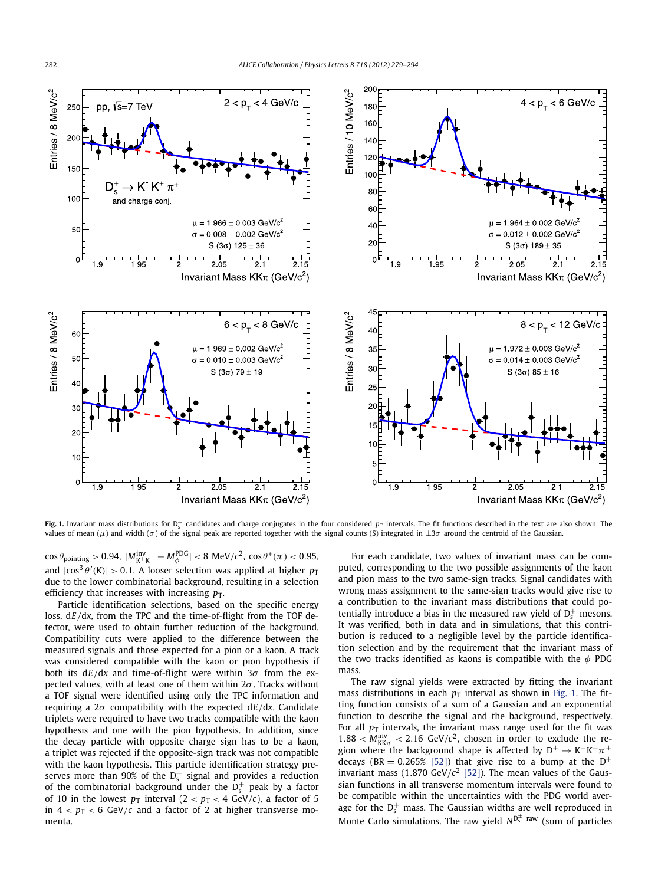**Fig. 1.** Invariant mass distributions for $D_s^+$ candidates and charge conjugates in the four considered $p_T$ intervals. The fit functions described in the text are also shown. The values of mean ($\mu$) and width ($\sigma$) of the signal peak are reported together with the signal counts (S) integrated in $\pm 3\sigma$ around the centroid of the Gaussian.

$\cos\theta_{\text{pointing}} > 0.94$, $|M^{\text{inv}}_{K^+K^-} - M^{\text{PDG}}_{\phi}| < 8$ MeV/$c^2$, $\cos\theta^*(\pi) < 0.95$, and $|\cos^3\theta'(K)| > 0.1$. A looser selection was applied at higher $p_T$ due to the lower combinatorial background, resulting in a selection efficiency that increases with increasing $p_T$.

Particle identification selections, based on the specific energy loss, $dE/dx$, from the TPC and the time-of-flight from the TOF detector, were used to obtain further reduction of the background. Compatibility cuts were applied to the difference between the measured signals and those expected for a pion or a kaon. A track was considered compatible with the kaon or pion hypothesis if both its $dE/dx$ and time-of-flight were within $3\sigma$ from the expected values, with at least one of them within $2\sigma$. Tracks without a TOF signal were identified using only the TPC information and requiring a $2\sigma$ compatibility with the expected $dE/dx$. Candidate triplets were required to have two tracks compatible with the kaon hypothesis and one with the pion hypothesis. In addition, since the decay particle with opposite charge sign has to be a kaon, a triplet was rejected if the opposite-sign track was not compatible with the kaon hypothesis. This particle identification strategy preserves more than 90% of the $D_s^+$ signal and provides a reduction of the combinatorial background under the $D_s^+$ peak by a factor of 10 in the lowest $p_T$ interval ($2 < p_T < 4$ GeV/$c$), a factor of 5 in $4 < p_T < 6$ GeV/$c$ and a factor of 2 at higher transverse momenta.

For each candidate, two values of invariant mass can be computed, corresponding to the two possible assignments of the kaon and pion mass to the two same-sign tracks. Signal candidates with wrong mass assignment to the same-sign tracks would give rise to a contribution to the invariant mass distributions that could potentially introduce a bias in the measured raw yield of $D_s^+$ mesons. It was verified, both in data and in simulations, that this contribution is reduced to a negligible level by the particle identification selection and by the requirement that the invariant mass of the two tracks identified as kaons is compatible with the $\phi$ PDG mass.

The raw signal yields were extracted by fitting the invariant mass distributions in each $p_T$ interval as shown in Fig. 1. The fitting function consists of a sum of a Gaussian and an exponential function to describe the signal and the background, respectively. For all $p_T$ intervals, the invariant mass range used for the fit was $1.88 < M^{\text{inv}}_{KK\pi} < 2.16$ GeV/$c^2$, chosen in order to exclude the region where the background shape is affected by $D^+ \to K^-K^+\pi^+$ decays (BR = 0.265% [52]) that give rise to a bump at the $D^+$ invariant mass (1.870 GeV/$c^2$ [52]). The mean values of the Gaussian functions in all transverse momentum intervals were found to be compatible within the uncertainties with the PDG world average for the $D_s^+$ mass. The Gaussian widths are well reproduced in Monte Carlo simulations. The raw yield $N^{D_s^\pm\ \text{raw}}$ (sum of particles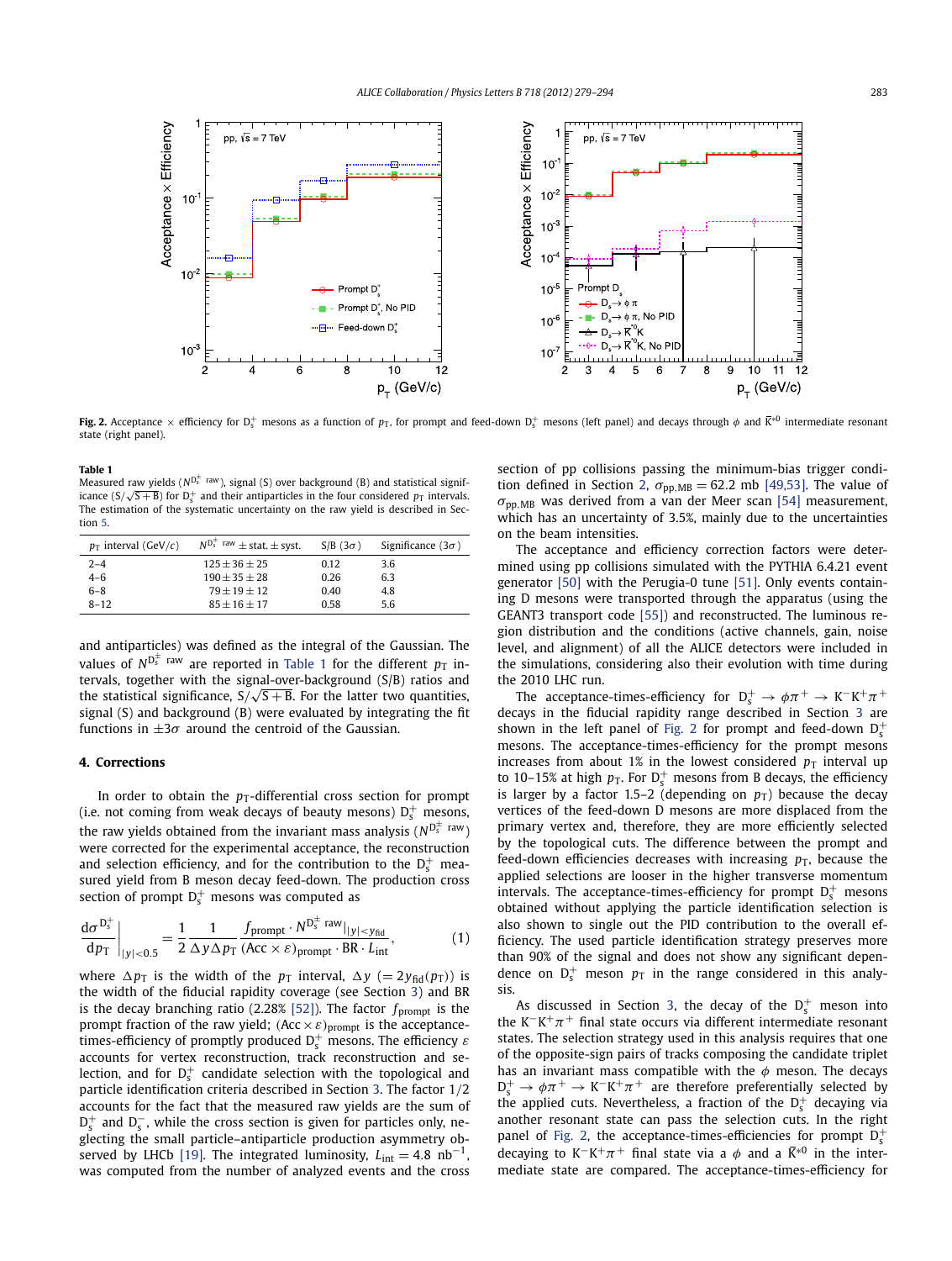**Fig. 2.** Acceptance × efficiency for $D_s^+$ mesons as a function of $p_T$, for prompt and feed-down $D_s^+$ mesons (left panel) and decays through $\phi$ and $\bar{K}^{*0}$ intermediate resonant state (right panel).

**Table 1**
Measured raw yields ($N^{D_s^\pm \text{ raw}}$), signal (S) over background (B) and statistical significance ($S/\sqrt{S+B}$) for $D_s^+$ and their antiparticles in the four considered $p_T$ intervals. The estimation of the systematic uncertainty on the raw yield is described in Section 5.

| $p_T$ interval (GeV/c) | $N^{D_s^\pm \text{ raw}}$ ± stat. ± syst. | S/B (3σ) | Significance (3σ) |
|---|---|---|---|
| 2–4 | 125 ± 36 ± 25 | 0.12 | 3.6 |
| 4–6 | 190 ± 35 ± 28 | 0.26 | 6.3 |
| 6–8 | 79 ± 19 ± 12 | 0.40 | 4.8 |
| 8–12 | 85 ± 16 ± 17 | 0.58 | 5.6 |

and antiparticles) was defined as the integral of the Gaussian. The values of $N^{D_s^\pm \text{ raw}}$ are reported in Table 1 for the different $p_T$ intervals, together with the signal-over-background (S/B) ratios and the statistical significance, $S/\sqrt{S+B}$. For the latter two quantities, signal (S) and background (B) were evaluated by integrating the fit functions in $\pm 3\sigma$ around the centroid of the Gaussian.

## 4. Corrections

In order to obtain the $p_T$-differential cross section for prompt (i.e. not coming from weak decays of beauty mesons) $D_s^+$ mesons, the raw yields obtained from the invariant mass analysis ($N^{D_s^\pm \text{ raw}}$) were corrected for the experimental acceptance, the reconstruction and selection efficiency, and for the contribution to the $D_s^+$ measured yield from B meson decay feed-down. The production cross section of prompt $D_s^+$ mesons was computed as

$$\left.\frac{d\sigma^{D_s^+}}{dp_T}\right|_{|y|<0.5} = \frac{1}{2}\frac{1}{\Delta y \Delta p_T}\frac{f_{\text{prompt}} \cdot N^{D_s^\pm \text{ raw}}|_{|y|<y_{\text{fid}}}}{(\text{Acc} \times \varepsilon)_{\text{prompt}} \cdot \text{BR} \cdot L_{\text{int}}}, \tag{1}$$

where $\Delta p_T$ is the width of the $p_T$ interval, $\Delta y$ $(= 2y_{\text{fid}}(p_T))$ is the width of the fiducial rapidity coverage (see Section 3) and BR is the decay branching ratio (2.28% [52]). The factor $f_{\text{prompt}}$ is the prompt fraction of the raw yield; $(\text{Acc} \times \varepsilon)_{\text{prompt}}$ is the acceptance-times-efficiency of promptly produced $D_s^+$ mesons. The efficiency $\varepsilon$ accounts for vertex reconstruction, track reconstruction and selection, and for $D_s^+$ candidate selection with the topological and particle identification criteria described in Section 3. The factor 1/2 accounts for the fact that the measured raw yields are the sum of $D_s^+$ and $D_s^-$, while the cross section is given for particles only, neglecting the small particle–antiparticle production asymmetry observed by LHCb [19]. The integrated luminosity, $L_{\text{int}} = 4.8\ \text{nb}^{-1}$, was computed from the number of analyzed events and the cross section of pp collisions passing the minimum-bias trigger condition defined in Section 2, $\sigma_{\text{pp,MB}} = 62.2$ mb [49,53]. The value of $\sigma_{\text{pp,MB}}$ was derived from a van der Meer scan [54] measurement, which has an uncertainty of 3.5%, mainly due to the uncertainties on the beam intensities.

The acceptance and efficiency correction factors were determined using pp collisions simulated with the PYTHIA 6.4.21 event generator [50] with the Perugia-0 tune [51]. Only events containing D mesons were transported through the apparatus (using the GEANT3 transport code [55]) and reconstructed. The luminous region distribution and the conditions (active channels, gain, noise level, and alignment) of all the ALICE detectors were included in the simulations, considering also their evolution with time during the 2010 LHC run.

The acceptance-times-efficiency for $D_s^+ \to \phi\pi^+ \to K^-K^+\pi^+$ decays in the fiducial rapidity range described in Section 3 are shown in the left panel of Fig. 2 for prompt and feed-down $D_s^+$ mesons. The acceptance-times-efficiency for the prompt mesons increases from about 1% in the lowest considered $p_T$ interval up to 10–15% at high $p_T$. For $D_s^+$ mesons from B decays, the efficiency is larger by a factor 1.5–2 (depending on $p_T$) because the decay vertices of the feed-down D mesons are more displaced from the primary vertex and, therefore, they are more efficiently selected by the topological cuts. The difference between the prompt and feed-down efficiencies decreases with increasing $p_T$, because the applied selections are looser in the higher transverse momentum intervals. The acceptance-times-efficiency for prompt $D_s^+$ mesons obtained without applying the particle identification selection is also shown to single out the PID contribution to the overall efficiency. The used particle identification strategy preserves more than 90% of the signal and does not show any significant dependence on $D_s^+$ meson $p_T$ in the range considered in this analysis.

As discussed in Section 3, the decay of the $D_s^+$ meson into the $K^-K^+\pi^+$ final state occurs via different intermediate resonant states. The selection strategy used in this analysis requires that one of the opposite-sign pairs of tracks composing the candidate triplet has an invariant mass compatible with the $\phi$ meson. The decays $D_s^+ \to \phi\pi^+ \to K^-K^+\pi^+$ are therefore preferentially selected by the applied cuts. Nevertheless, a fraction of the $D_s^+$ decaying via another resonant state can pass the selection cuts. In the right panel of Fig. 2, the acceptance-times-efficiencies for prompt $D_s^+$ decaying to $K^-K^+\pi^+$ final state via a $\phi$ and a $\bar{K}^{*0}$ in the intermediate state are compared. The acceptance-times-efficiency for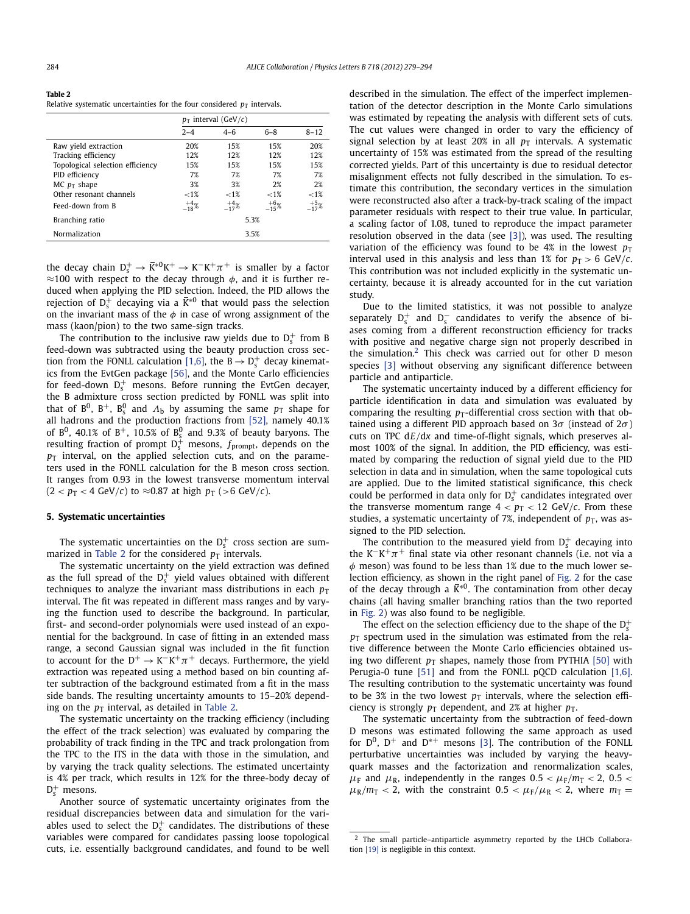**Table 2**
Relative systematic uncertainties for the four considered $p_T$ intervals.

| | $p_T$ interval (GeV/$c$) | | | |
|---|---|---|---|---|
| | 2–4 | 4–6 | 6–8 | 8–12 |
| Raw yield extraction | 20% | 15% | 15% | 20% |
| Tracking efficiency | 12% | 12% | 12% | 12% |
| Topological selection efficiency | 15% | 15% | 15% | 15% |
| PID efficiency | 7% | 7% | 7% | 7% |
| MC $p_T$ shape | 3% | 3% | 2% | 2% |
| Other resonant channels | <1% | <1% | <1% | <1% |
| Feed-down from B | $^{+4}_{-18}$% | $^{+4}_{-17}$% | $^{+6}_{-15}$% | $^{+5}_{-17}$% |
| Branching ratio | 5.3% | | | |
| Normalization | 3.5% | | | |

the decay chain $D_s^+ \to \bar{K}^{*0}K^+ \to K^-K^+\pi^+$ is smaller by a factor $\approx$100 with respect to the decay through $\phi$, and it is further reduced when applying the PID selection. Indeed, the PID allows the rejection of $D_s^+$ decaying via a $\bar{K}^{*0}$ that would pass the selection on the invariant mass of the $\phi$ in case of wrong assignment of the mass (kaon/pion) to the two same-sign tracks.

The contribution to the inclusive raw yields due to $D_s^+$ from B feed-down was subtracted using the beauty production cross section from the FONLL calculation [1,6], the $B \to D_s^+$ decay kinematics from the EvtGen package [56], and the Monte Carlo efficiencies for feed-down $D_s^+$ mesons. Before running the EvtGen decayer, the B admixture cross section predicted by FONLL was split into that of $B^0$, $B^+$, $B_s^0$ and $\Lambda_b$ by assuming the same $p_T$ shape for all hadrons and the production fractions from [52], namely 40.1% of $B^0$, 40.1% of $B^+$, 10.5% of $B_s^0$ and 9.3% of beauty baryons. The resulting fraction of prompt $D_s^+$ mesons, $f_{\text{prompt}}$, depends on the $p_T$ interval, on the applied selection cuts, and on the parameters used in the FONLL calculation for the B meson cross section. It ranges from 0.93 in the lowest transverse momentum interval ($2 < p_T < 4$ GeV/$c$) to $\approx$0.87 at high $p_T$ ($>6$ GeV/$c$).

## 5. Systematic uncertainties

The systematic uncertainties on the $D_s^+$ cross section are summarized in Table 2 for the considered $p_T$ intervals.

The systematic uncertainty on the yield extraction was defined as the full spread of the $D_s^+$ yield values obtained with different techniques to analyze the invariant mass distributions in each $p_T$ interval. The fit was repeated in different mass ranges and by varying the function used to describe the background. In particular, first- and second-order polynomials were used instead of an exponential for the background. In case of fitting in an extended mass range, a second Gaussian signal was included in the fit function to account for the $D^+ \to K^-K^+\pi^+$ decays. Furthermore, the yield extraction was repeated using a method based on bin counting after subtraction of the background estimated from a fit in the mass side bands. The resulting uncertainty amounts to 15–20% depending on the $p_T$ interval, as detailed in Table 2.

The systematic uncertainty on the tracking efficiency (including the effect of the track selection) was evaluated by comparing the probability of track finding in the TPC and track prolongation from the TPC to the ITS in the data with those in the simulation, and by varying the track quality selections. The estimated uncertainty is 4% per track, which results in 12% for the three-body decay of $D_s^+$ mesons.

Another source of systematic uncertainty originates from the residual discrepancies between data and simulation for the variables used to select the $D_s^+$ candidates. The distributions of these variables were compared for candidates passing loose topological cuts, i.e. essentially background candidates, and found to be well described in the simulation. The effect of the imperfect implementation of the detector description in the Monte Carlo simulations was estimated by repeating the analysis with different sets of cuts. The cut values were changed in order to vary the efficiency of signal selection by at least 20% in all $p_T$ intervals. A systematic uncertainty of 15% was estimated from the spread of the resulting corrected yields. Part of this uncertainty is due to residual detector misalignment effects not fully described in the simulation. To estimate this contribution, the secondary vertices in the simulation were reconstructed also after a track-by-track scaling of the impact parameter residuals with respect to their true value. In particular, a scaling factor of 1.08, tuned to reproduce the impact parameter resolution observed in the data (see [3]), was used. The resulting variation of the efficiency was found to be 4% in the lowest $p_T$ interval used in this analysis and less than 1% for $p_T > 6$ GeV/$c$. This contribution was not included explicitly in the systematic uncertainty, because it is already accounted for in the cut variation study.

Due to the limited statistics, it was not possible to analyze separately $D_s^+$ and $D_s^-$ candidates to verify the absence of biases coming from a different reconstruction efficiency for tracks with positive and negative charge sign not properly described in the simulation.[2] This check was carried out for other D meson species [3] without observing any significant difference between particle and antiparticle.

The systematic uncertainty induced by a different efficiency for particle identification in data and simulation was evaluated by comparing the resulting $p_T$-differential cross section with that obtained using a different PID approach based on $3\sigma$ (instead of $2\sigma$) cuts on TPC $dE/dx$ and time-of-flight signals, which preserves almost 100% of the signal. In addition, the PID efficiency, was estimated by comparing the reduction of signal yield due to the PID selection in data and in simulation, when the same topological cuts are applied. Due to the limited statistical significance, this check could be performed in data only for $D_s^+$ candidates integrated over the transverse momentum range $4 < p_T < 12$ GeV/$c$. From these studies, a systematic uncertainty of 7%, independent of $p_T$, was assigned to the PID selection.

The contribution to the measured yield from $D_s^+$ decaying into the $K^-K^+\pi^+$ final state via other resonant channels (i.e. not via a $\phi$ meson) was found to be less than 1% due to the much lower selection efficiency, as shown in the right panel of Fig. 2 for the case of the decay through a $\bar{K}^{*0}$. The contamination from other decay chains (all having smaller branching ratios than the two reported in Fig. 2) was also found to be negligible.

The effect on the selection efficiency due to the shape of the $D_s^+$ $p_T$ spectrum used in the simulation was estimated from the relative difference between the Monte Carlo efficiencies obtained using two different $p_T$ shapes, namely those from PYTHIA [50] with Perugia-0 tune [51] and from the FONLL pQCD calculation [1,6]. The resulting contribution to the systematic uncertainty was found to be 3% in the two lowest $p_T$ intervals, where the selection efficiency is strongly $p_T$ dependent, and 2% at higher $p_T$.

The systematic uncertainty from the subtraction of feed-down D mesons was estimated following the same approach as used for $D^0$, $D^+$ and $D^{*+}$ mesons [3]. The contribution of the FONLL perturbative uncertainties was included by varying the heavy-quark masses and the factorization and renormalization scales, $\mu_F$ and $\mu_R$, independently in the ranges $0.5 < \mu_F/m_T < 2$, $0.5 < \mu_R/m_T < 2$, with the constraint $0.5 < \mu_F/\mu_R < 2$, where $m_T =$

[2] The small particle–antiparticle asymmetry reported by the LHCb Collaboration [19] is negligible in this context.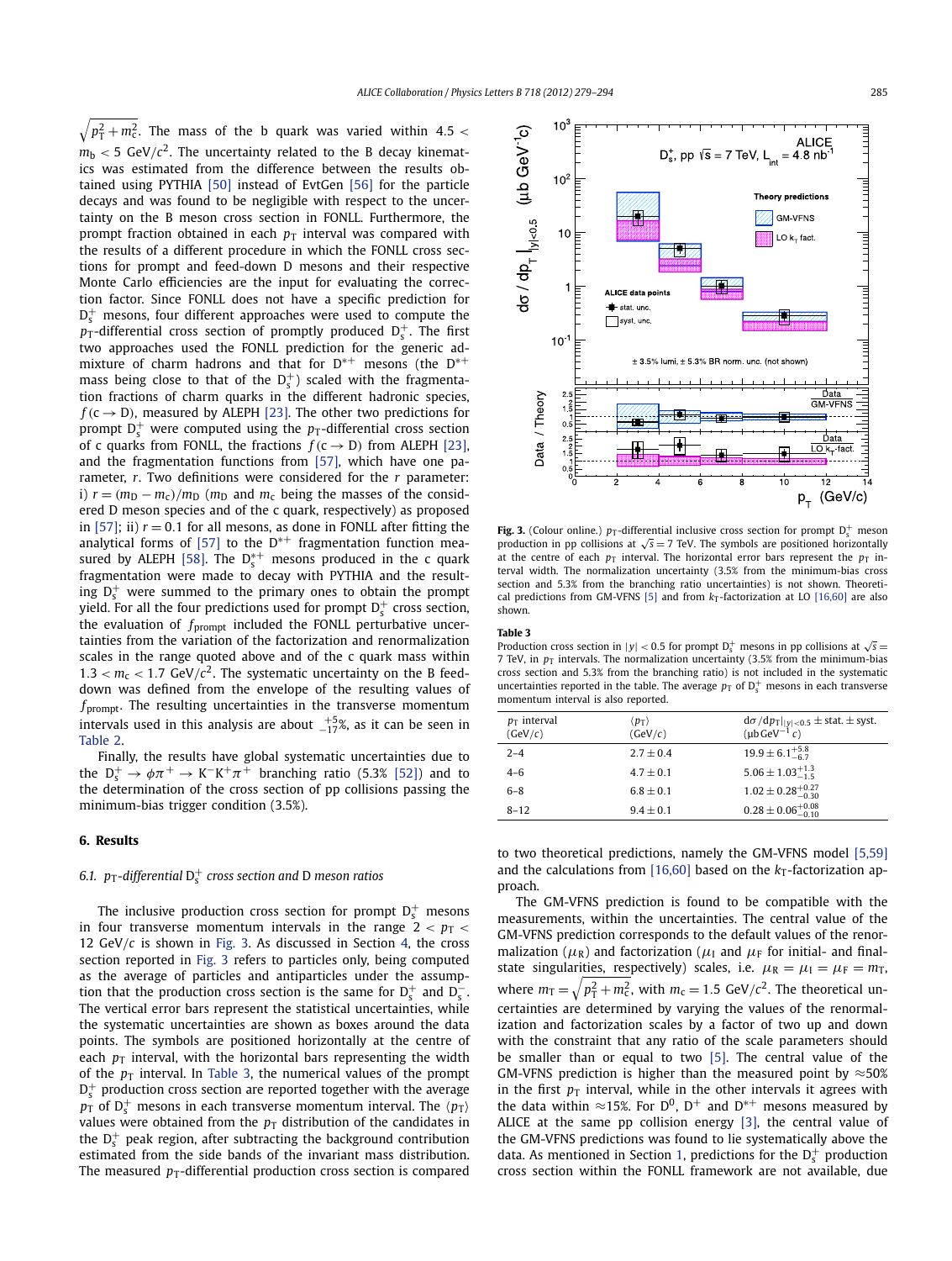$\sqrt{p_T^2 + m_c^2}$. The mass of the b quark was varied within $4.5 < m_b < 5$ GeV/$c^2$. The uncertainty related to the B decay kinematics was estimated from the difference between the results obtained using PYTHIA [50] instead of EvtGen [56] for the particle decays and was found to be negligible with respect to the uncertainty on the B meson cross section in FONLL. Furthermore, the prompt fraction obtained in each $p_T$ interval was compared with the results of a different procedure in which the FONLL cross sections for prompt and feed-down D mesons and their respective Monte Carlo efficiencies are the input for evaluating the correction factor. Since FONLL does not have a specific prediction for $D_s^+$ mesons, four different approaches were used to compute the $p_T$-differential cross section of promptly produced $D_s^+$. The first two approaches used the FONLL prediction for the generic admixture of charm hadrons and that for $D^{*+}$ mesons (the $D^{*+}$ mass being close to that of the $D_s^+$) scaled with the fragmentation fractions of charm quarks in the different hadronic species, $f(c \to D)$, measured by ALEPH [23]. The other two predictions for prompt $D_s^+$ were computed using the $p_T$-differential cross section of c quarks from FONLL, the fractions $f(c \to D)$ from ALEPH [23], and the fragmentation functions from [57], which have one parameter, $r$. Two definitions were considered for the $r$ parameter: i) $r = (m_D - m_c)/m_D$ ($m_D$ and $m_c$ being the masses of the considered D meson species and of the c quark, respectively) as proposed in [57]; ii) $r = 0.1$ for all mesons, as done in FONLL after fitting the analytical forms of [57] to the $D^{*+}$ fragmentation function measured by ALEPH [58]. The $D_s^{*+}$ mesons produced in the c quark fragmentation were made to decay with PYTHIA and the resulting $D_s^+$ were summed to the primary ones to obtain the prompt yield. For all the four predictions used for prompt $D_s^+$ cross section, the evaluation of $f_{\text{prompt}}$ included the FONLL perturbative uncertainties from the variation of the factorization and renormalization scales in the range quoted above and of the c quark mass within $1.3 < m_c < 1.7$ GeV/$c^2$. The systematic uncertainty on the B feed-down was defined from the envelope of the resulting values of $f_{\text{prompt}}$. The resulting uncertainties in the transverse momentum intervals used in this analysis are about $^{+5}_{-17}$%, as it can be seen in Table 2.

Finally, the results have global systematic uncertainties due to the $D_s^+ \to \phi\pi^+ \to K^-K^+\pi^+$ branching ratio (5.3% [52]) and to the determination of the cross section of pp collisions passing the minimum-bias trigger condition (3.5%).

## 6. Results

### 6.1. $p_T$-differential $D_s^+$ cross section and D meson ratios

The inclusive production cross section for prompt $D_s^+$ mesons in four transverse momentum intervals in the range $2 < p_T < 12$ GeV/$c$ is shown in Fig. 3. As discussed in Section 4, the cross section reported in Fig. 3 refers to particles only, being computed as the average of particles and antiparticles under the assumption that the production cross section is the same for $D_s^+$ and $D_s^-$. The vertical error bars represent the statistical uncertainties, while the systematic uncertainties are shown as boxes around the data points. The symbols are positioned horizontally at the centre of each $p_T$ interval, with the horizontal bars representing the width of the $p_T$ interval. In Table 3, the numerical values of the prompt $D_s^+$ production cross section are reported together with the average $p_T$ of $D_s^+$ mesons in each transverse momentum interval. The $\langle p_T \rangle$ values were obtained from the $p_T$ distribution of the candidates in the $D_s^+$ peak region, after subtracting the background contribution estimated from the side bands of the invariant mass distribution. The measured $p_T$-differential production cross section is compared

**Fig. 3.** (Colour online.) $p_T$-differential inclusive cross section for prompt $D_s^+$ meson production in pp collisions at $\sqrt{s} = 7$ TeV. The symbols are positioned horizontally at the centre of each $p_T$ interval. The horizontal error bars represent the $p_T$ interval width. The normalization uncertainty (3.5% from the minimum-bias cross section and 5.3% from the branching ratio uncertainties) is not shown. Theoretical predictions from GM-VFNS [5] and from $k_T$-factorization at LO [16,60] are also shown.

**Table 3**
Production cross section in $|y| < 0.5$ for prompt $D_s^+$ mesons in pp collisions at $\sqrt{s} = 7$ TeV, in $p_T$ intervals. The normalization uncertainty (3.5% from the minimum-bias cross section and 5.3% from the branching ratio) is not included in the systematic uncertainties reported in the table. The average $p_T$ of $D_s^+$ mesons in each transverse momentum interval is also reported.

| $p_T$ interval (GeV/$c$) | $\langle p_T \rangle$ (GeV/$c$) | $d\sigma/dp_T\|_{\|y\|<0.5}$ ± stat. ± syst. (μb GeV$^{-1}$ $c$) |
|---|---|---|
| 2–4 | $2.7 \pm 0.4$ | $19.9 \pm 6.1^{+5.8}_{-6.7}$ |
| 4–6 | $4.7 \pm 0.1$ | $5.06 \pm 1.03^{+1.3}_{-1.5}$ |
| 6–8 | $6.8 \pm 0.1$ | $1.02 \pm 0.28^{+0.27}_{-0.30}$ |
| 8–12 | $9.4 \pm 0.1$ | $0.28 \pm 0.06^{+0.08}_{-0.10}$ |

to two theoretical predictions, namely the GM-VFNS model [5,59] and the calculations from [16,60] based on the $k_T$-factorization approach.

The GM-VFNS prediction is found to be compatible with the measurements, within the uncertainties. The central value of the GM-VFNS prediction corresponds to the default values of the renormalization ($\mu_R$) and factorization ($\mu_I$ and $\mu_F$ for initial- and final-state singularities, respectively) scales, i.e. $\mu_R = \mu_I = \mu_F = m_T$, where $m_T = \sqrt{p_T^2 + m_c^2}$, with $m_c = 1.5$ GeV/$c^2$. The theoretical uncertainties are determined by varying the values of the renormalization and factorization scales by a factor of two up and down with the constraint that any ratio of the scale parameters should be smaller than or equal to two [5]. The central value of the GM-VFNS prediction is higher than the measured point by ≈50% in the first $p_T$ interval, while in the other intervals it agrees with the data within ≈15%. For $D^0$, $D^+$ and $D^{*+}$ mesons measured by ALICE at the same pp collision energy [3], the central value of the GM-VFNS predictions was found to lie systematically above the data. As mentioned in Section 1, predictions for the $D_s^+$ production cross section within the FONLL framework are not available, due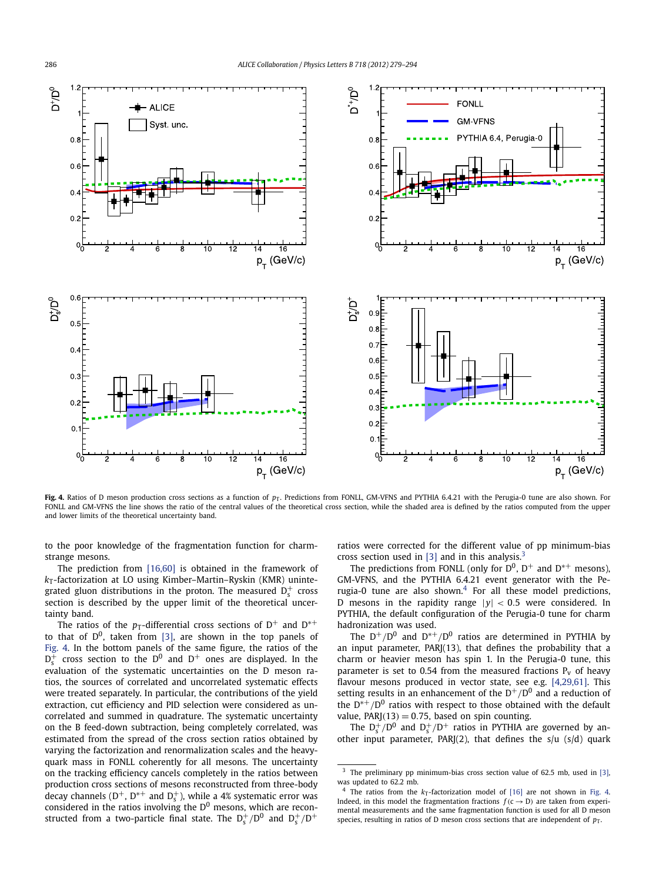**Fig. 4.** Ratios of D meson production cross sections as a function of $p_T$. Predictions from FONLL, GM-VFNS and PYTHIA 6.4.21 with the Perugia-0 tune are also shown. For FONLL and GM-VFNS the line shows the ratio of the central values of the theoretical cross section, while the shaded area is defined by the ratios computed from the upper and lower limits of the theoretical uncertainty band.

to the poor knowledge of the fragmentation function for charm-strange mesons.

The prediction from [16,60] is obtained in the framework of $k_T$-factorization at LO using Kimber–Martin–Ryskin (KMR) unintegrated gluon distributions in the proton. The measured $D_s^+$ cross section is described by the upper limit of the theoretical uncertainty band.

The ratios of the $p_T$-differential cross sections of $D^+$ and $D^{*+}$ to that of $D^0$, taken from [3], are shown in the top panels of Fig. 4. In the bottom panels of the same figure, the ratios of the $D_s^+$ cross section to the $D^0$ and $D^+$ ones are displayed. In the evaluation of the systematic uncertainties on the D meson ratios, the sources of correlated and uncorrelated systematic effects were treated separately. In particular, the contributions of the yield extraction, cut efficiency and PID selection were considered as uncorrelated and summed in quadrature. The systematic uncertainty on the B feed-down subtraction, being completely correlated, was estimated from the spread of the cross section ratios obtained by varying the factorization and renormalization scales and the heavy-quark mass in FONLL coherently for all mesons. The uncertainty on the tracking efficiency cancels completely in the ratios between production cross sections of mesons reconstructed from three-body decay channels ($D^+$, $D^{*+}$ and $D_s^+$), while a 4% systematic error was considered in the ratios involving the $D^0$ mesons, which are reconstructed from a two-particle final state. The $D_s^+/D^0$ and $D_s^+/D^+$ ratios were corrected for the different value of pp minimum-bias cross section used in [3] and in this analysis.[3]

The predictions from FONLL (only for $D^0$, $D^+$ and $D^{*+}$ mesons), GM-VFNS, and the PYTHIA 6.4.21 event generator with the Perugia-0 tune are also shown.[4] For all these model predictions, D mesons in the rapidity range $|y| < 0.5$ were considered. In PYTHIA, the default configuration of the Perugia-0 tune for charm hadronization was used.

The $D^+/D^0$ and $D^{*+}/D^0$ ratios are determined in PYTHIA by an input parameter, PARJ(13), that defines the probability that a charm or heavier meson has spin 1. In the Perugia-0 tune, this parameter is set to 0.54 from the measured fractions $P_v$ of heavy flavour mesons produced in vector state, see e.g. [4,29,61]. This setting results in an enhancement of the $D^+/D^0$ and a reduction of the $D^{*+}/D^0$ ratios with respect to those obtained with the default value, PARJ(13) = 0.75, based on spin counting.

The $D_s^+/D^0$ and $D_s^+/D^+$ ratios in PYTHIA are governed by another input parameter, PARJ(2), that defines the s/u (s/d) quark

---

[3] The preliminary pp minimum-bias cross section value of 62.5 mb, used in [3], was updated to 62.2 mb.

[4] The ratios from the $k_T$-factorization model of [16] are not shown in Fig. 4. Indeed, in this model the fragmentation fractions $f(c \to D)$ are taken from experimental measurements and the same fragmentation function is used for all D meson species, resulting in ratios of D meson cross sections that are independent of $p_T$.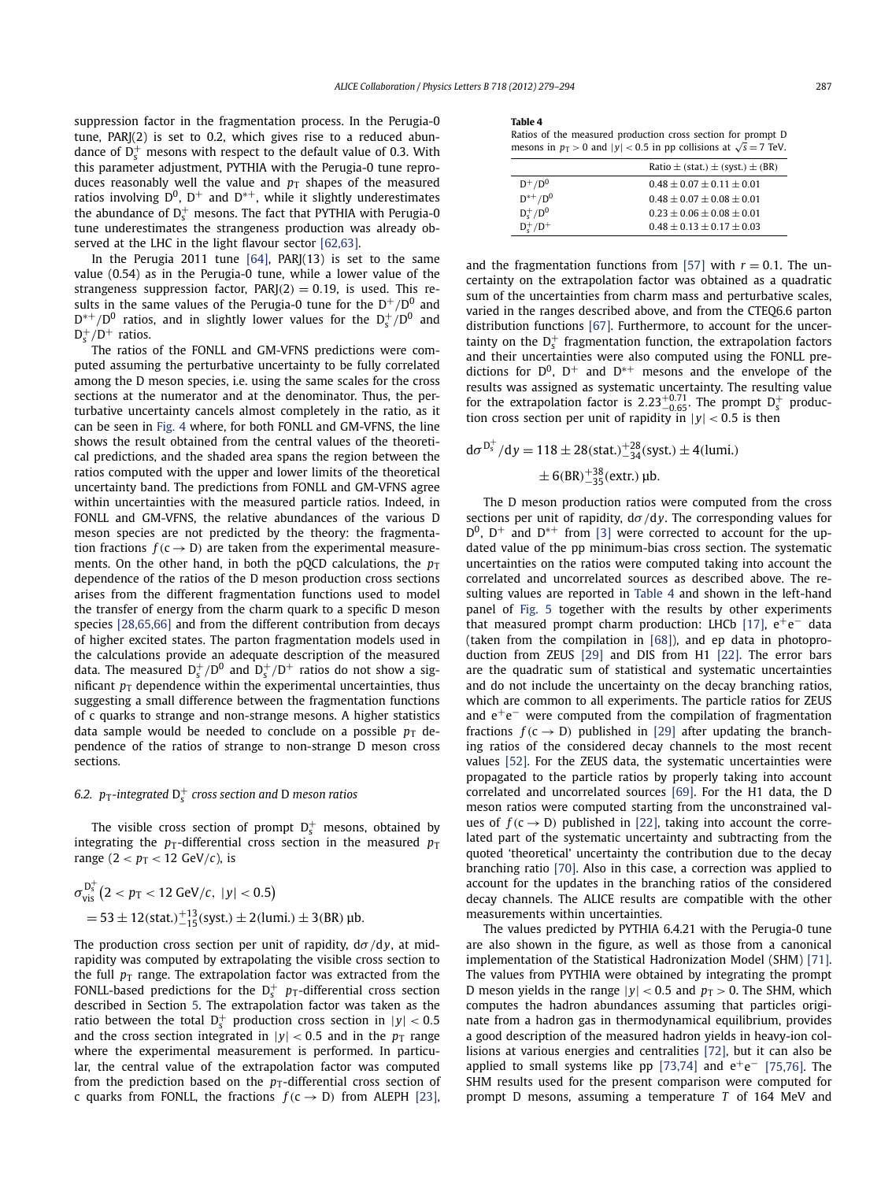suppression factor in the fragmentation process. In the Perugia-0 tune, PARJ(2) is set to 0.2, which gives rise to a reduced abundance of $D_s^+$ mesons with respect to the default value of 0.3. With this parameter adjustment, PYTHIA with the Perugia-0 tune reproduces reasonably well the value and $p_T$ shapes of the measured ratios involving $D^0$, $D^+$ and $D^{*+}$, while it slightly underestimates the abundance of $D_s^+$ mesons. The fact that PYTHIA with Perugia-0 tune underestimates the strangeness production was already observed at the LHC in the light flavour sector [62,63].

In the Perugia 2011 tune [64], PARJ(13) is set to the same value (0.54) as in the Perugia-0 tune, while a lower value of the strangeness suppression factor, PARJ(2) = 0.19, is used. This results in the same values of the Perugia-0 tune for the $D^+/D^0$ and $D^{*+}/D^0$ ratios, and in slightly lower values for the $D_s^+/D^0$ and $D_s^+/D^+$ ratios.

The ratios of the FONLL and GM-VFNS predictions were computed assuming the perturbative uncertainty to be fully correlated among the D meson species, i.e. using the same scales for the cross sections at the numerator and at the denominator. Thus, the perturbative uncertainty cancels almost completely in the ratio, as it can be seen in Fig. 4 where, for both FONLL and GM-VFNS, the line shows the result obtained from the central values of the theoretical predictions, and the shaded area spans the region between the ratios computed with the upper and lower limits of the theoretical uncertainty band. The predictions from FONLL and GM-VFNS agree within uncertainties with the measured particle ratios. Indeed, in FONLL and GM-VFNS, the relative abundances of the various D meson species are not predicted by the theory: the fragmentation fractions $f(c \to D)$ are taken from the experimental measurements. On the other hand, in both the pQCD calculations, the $p_T$ dependence of the ratios of the D meson production cross sections arises from the different fragmentation functions used to model the transfer of energy from the charm quark to a specific D meson species [28,65,66] and from the different contribution from decays of higher excited states. The parton fragmentation models used in the calculations provide an adequate description of the measured data. The measured $D_s^+/D^0$ and $D_s^+/D^+$ ratios do not show a significant $p_T$ dependence within the experimental uncertainties, thus suggesting a small difference between the fragmentation functions of c quarks to strange and non-strange mesons. A higher statistics data sample would be needed to conclude on a possible $p_T$ dependence of the ratios of strange to non-strange D meson cross sections.

### 6.2. $p_T$-integrated $D_s^+$ cross section and D meson ratios

The visible cross section of prompt $D_s^+$ mesons, obtained by integrating the $p_T$-differential cross section in the measured $p_T$ range ($2 < p_T < 12$ GeV/$c$), is

$$\sigma_{\mathrm{vis}}^{D_s^+}\left(2 < p_T < 12\ \mathrm{GeV}/c,\ |y| < 0.5\right) = 53 \pm 12(\mathrm{stat.})^{+13}_{-15}(\mathrm{syst.}) \pm 2(\mathrm{lumi.}) \pm 3(\mathrm{BR})\ \mu\mathrm{b}.$$

The production cross section per unit of rapidity, $d\sigma/dy$, at mid-rapidity was computed by extrapolating the visible cross section to the full $p_T$ range. The extrapolation factor was extracted from the FONLL-based predictions for the $D_s^+$ $p_T$-differential cross section described in Section 5. The extrapolation factor was taken as the ratio between the total $D_s^+$ production cross section in $|y| < 0.5$ and the cross section integrated in $|y| < 0.5$ and in the $p_T$ range where the experimental measurement is performed. In particular, the central value of the extrapolation factor was computed from the prediction based on the $p_T$-differential cross section of c quarks from FONLL, the fractions $f(c \to D)$ from ALEPH [23], and the fragmentation functions from [57] with $r = 0.1$. The uncertainty on the extrapolation factor was obtained as a quadratic sum of the uncertainties from charm mass and perturbative scales, varied in the ranges described above, and from the CTEQ6.6 parton distribution functions [67]. Furthermore, to account for the uncertainty on the $D_s^+$ fragmentation function, the extrapolation factors and their uncertainties were also computed using the FONLL predictions for $D^0$, $D^+$ and $D^{*+}$ mesons and the envelope of the results was assigned as systematic uncertainty. The resulting value for the extrapolation factor is $2.23^{+0.71}_{-0.65}$. The prompt $D_s^+$ production cross section per unit of rapidity in $|y| < 0.5$ is then

$$d\sigma^{D_s^+}/dy = 118 \pm 28(\mathrm{stat.})^{+28}_{-34}(\mathrm{syst.}) \pm 4(\mathrm{lumi.}) \pm 6(\mathrm{BR})^{+38}_{-35}(\mathrm{extr.})\ \mu\mathrm{b}.$$

**Table 4**
Ratios of the measured production cross section for prompt D mesons in $p_T > 0$ and $|y| < 0.5$ in pp collisions at $\sqrt{s} = 7$ TeV.

| | Ratio ± (stat.) ± (syst.) ± (BR) |
|---|---|
| $D^+/D^0$ | $0.48 \pm 0.07 \pm 0.11 \pm 0.01$ |
| $D^{*+}/D^0$ | $0.48 \pm 0.07 \pm 0.08 \pm 0.01$ |
| $D_s^+/D^0$ | $0.23 \pm 0.06 \pm 0.08 \pm 0.01$ |
| $D_s^+/D^+$ | $0.48 \pm 0.13 \pm 0.17 \pm 0.03$ |

The D meson production ratios were computed from the cross sections per unit of rapidity, $d\sigma/dy$. The corresponding values for $D^0$, $D^+$ and $D^{*+}$ from [3] were corrected to account for the updated value of the pp minimum-bias cross section. The systematic uncertainties on the ratios were computed taking into account the correlated and uncorrelated sources as described above. The resulting values are reported in Table 4 and shown in the left-hand panel of Fig. 5 together with the results by other experiments that measured prompt charm production: LHCb [17], $e^+e^-$ data (taken from the compilation in [68]), and ep data in photoproduction from ZEUS [29] and DIS from H1 [22]. The error bars are the quadratic sum of statistical and systematic uncertainties and do not include the uncertainty on the decay branching ratios, which are common to all experiments. The particle ratios for ZEUS and $e^+e^-$ were computed from the compilation of fragmentation fractions $f(c \to D)$ published in [29] after updating the branching ratios of the considered decay channels to the most recent values [52]. For the ZEUS data, the systematic uncertainties were propagated to the particle ratios by properly taking into account correlated and uncorrelated sources [69]. For the H1 data, the D meson ratios were computed starting from the unconstrained values of $f(c \to D)$ published in [22], taking into account the correlated part of the systematic uncertainty and subtracting from the quoted 'theoretical' uncertainty the contribution due to the decay branching ratio [70]. Also in this case, a correction was applied to account for the updates in the branching ratios of the considered decay channels. The ALICE results are compatible with the other measurements within uncertainties.

The values predicted by PYTHIA 6.4.21 with the Perugia-0 tune are also shown in the figure, as well as those from a canonical implementation of the Statistical Hadronization Model (SHM) [71]. The values from PYTHIA were obtained by integrating the prompt D meson yields in the range $|y| < 0.5$ and $p_T > 0$. The SHM, which computes the hadron abundances assuming that particles originate from a hadron gas in thermodynamical equilibrium, provides a good description of the measured hadron yields in heavy-ion collisions at various energies and centralities [72], but it can also be applied to small systems like pp [73,74] and $e^+e^-$ [75,76]. The SHM results used for the present comparison were computed for prompt D mesons, assuming a temperature $T$ of 164 MeV and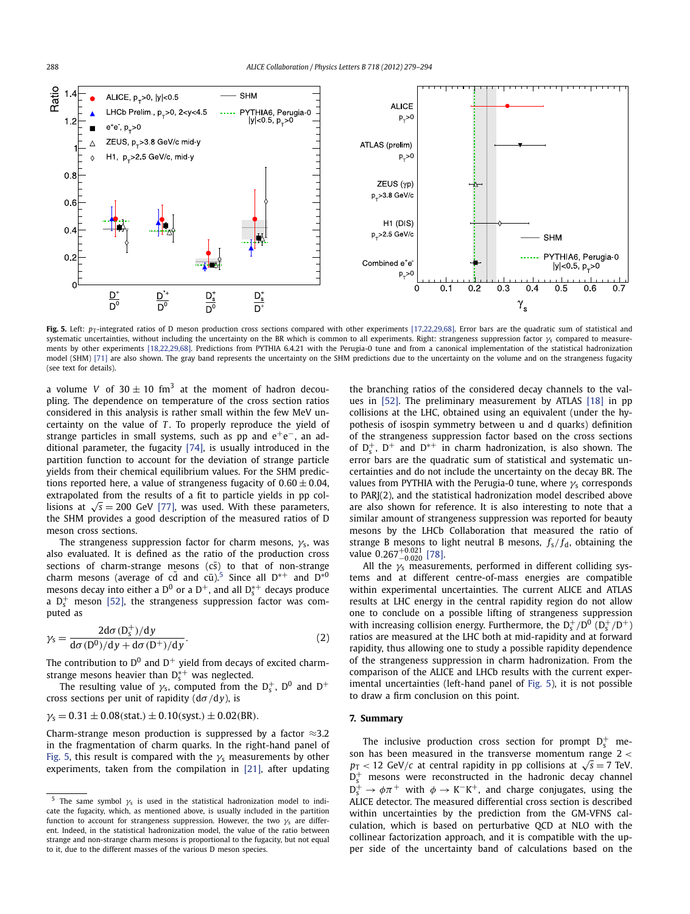**Fig. 5.** Left: $p_T$-integrated ratios of D meson production cross sections compared with other experiments [17,22,29,68]. Error bars are the quadratic sum of statistical and systematic uncertainties, without including the uncertainty on the BR which is common to all experiments. Right: strangeness suppression factor $\gamma_s$ compared to measurements by other experiments [18,22,29,68]. Predictions from PYTHIA 6.4.21 with the Perugia-0 tune and from a canonical implementation of the statistical hadronization model (SHM) [71] are also shown. The gray band represents the uncertainty on the SHM predictions due to the uncertainty on the volume and on the strangeness fugacity (see text for details).

a volume $V$ of $30 \pm 10$ fm$^3$ at the moment of hadron decoupling. The dependence on temperature of the cross section ratios considered in this analysis is rather small within the few MeV uncertainty on the value of $T$. To properly reproduce the yield of strange particles in small systems, such as pp and $e^+e^-$, an additional parameter, the fugacity [74], is usually introduced in the partition function to account for the deviation of strange particle yields from their chemical equilibrium values. For the SHM predictions reported here, a value of strangeness fugacity of $0.60 \pm 0.04$, extrapolated from the results of a fit to particle yields in pp collisions at $\sqrt{s} = 200$ GeV [77], was used. With these parameters, the SHM provides a good description of the measured ratios of D meson cross sections.

The strangeness suppression factor for charm mesons, $\gamma_s$, was also evaluated. It is defined as the ratio of the production cross sections of charm-strange mesons ($c\bar{s}$) to that of non-strange charm mesons (average of $c\bar{d}$ and $c\bar{u}$).[5] Since all $D^{*+}$ and $D^{*0}$ mesons decay into either a $D^0$ or a $D^+$, and all $D_s^{*+}$ decays produce a $D_s^+$ meson [52], the strangeness suppression factor was computed as

$$\gamma_s = \frac{2 d\sigma(D_s^+)/dy}{d\sigma(D^0)/dy + d\sigma(D^+)/dy}. \tag{2}$$

The contribution to $D^0$ and $D^+$ yield from decays of excited charm-strange mesons heavier than $D_s^{*+}$ was neglected.

The resulting value of $\gamma_s$, computed from the $D_s^+$, $D^0$ and $D^+$ cross sections per unit of rapidity ($d\sigma/dy$), is

$$\gamma_s = 0.31 \pm 0.08(\text{stat.}) \pm 0.10(\text{syst.}) \pm 0.02(\text{BR}).$$

Charm-strange meson production is suppressed by a factor $\approx 3.2$ in the fragmentation of charm quarks. In the right-hand panel of Fig. 5, this result is compared with the $\gamma_s$ measurements by other experiments, taken from the compilation in [21], after updating the branching ratios of the considered decay channels to the values in [52]. The preliminary measurement by ATLAS [18] in pp collisions at the LHC, obtained using an equivalent (under the hypothesis of isospin symmetry between u and d quarks) definition of the strangeness suppression factor based on the cross sections of $D_s^+$, $D^+$ and $D^{*+}$ in charm hadronization, is also shown. The error bars are the quadratic sum of statistical and systematic uncertainties and do not include the uncertainty on the decay BR. The values from PYTHIA with the Perugia-0 tune, where $\gamma_s$ corresponds to PARJ(2), and the statistical hadronization model described above are also shown for reference. It is also interesting to note that a similar amount of strangeness suppression was reported for beauty mesons by the LHCb Collaboration that measured the ratio of strange B mesons to light neutral B mesons, $f_s/f_d$, obtaining the value $0.267^{+0.021}_{-0.020}$ [78].

All the $\gamma_s$ measurements, performed in different colliding systems and at different centre-of-mass energies are compatible within experimental uncertainties. The current ALICE and ATLAS results at LHC energy in the central rapidity region do not allow one to conclude on a possible lifting of strangeness suppression with increasing collision energy. Furthermore, the $D_s^+/D^0$ ($D_s^+/D^+$) ratios are measured at the LHC both at mid-rapidity and at forward rapidity, thus allowing one to study a possible rapidity dependence of the strangeness suppression in charm hadronization. From the comparison of the ALICE and LHCb results with the current experimental uncertainties (left-hand panel of Fig. 5), it is not possible to draw a firm conclusion on this point.

## 7. Summary

The inclusive production cross section for prompt $D_s^+$ meson has been measured in the transverse momentum range $2 < p_T < 12$ GeV/$c$ at central rapidity in pp collisions at $\sqrt{s} = 7$ TeV. $D_s^+$ mesons were reconstructed in the hadronic decay channel $D_s^+ \to \phi\pi^+$ with $\phi \to K^-K^+$, and charge conjugates, using the ALICE detector. The measured differential cross section is described within uncertainties by the prediction from the GM-VFNS calculation, which is based on perturbative QCD at NLO with the collinear factorization approach, and it is compatible with the upper side of the uncertainty band of calculations based on the

[5] The same symbol $\gamma_s$ is used in the statistical hadronization model to indicate the fugacity, which, as mentioned above, is usually included in the partition function to account for strangeness suppression. However, the two $\gamma_s$ are different. Indeed, in the statistical hadronization model, the value of the ratio between strange and non-strange charm mesons is proportional to the fugacity, but not equal to it, due to the different masses of the various D meson species.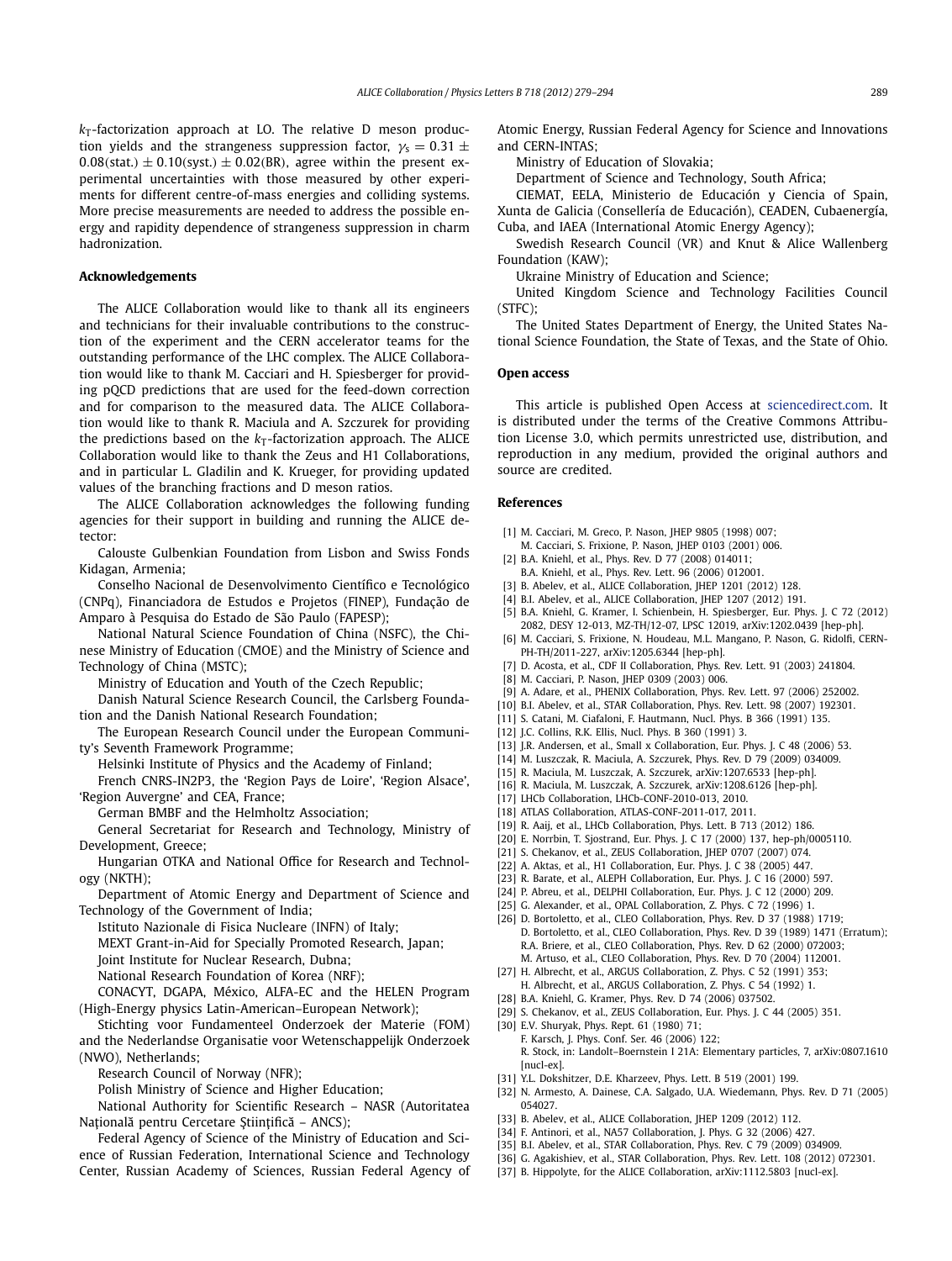$k_T$-factorization approach at LO. The relative D meson production yields and the strangeness suppression factor, $\gamma_s = 0.31 \pm 0.08(\text{stat.}) \pm 0.10(\text{syst.}) \pm 0.02(\text{BR})$, agree within the present experimental uncertainties with those measured by other experiments for different centre-of-mass energies and colliding systems. More precise measurements are needed to address the possible energy and rapidity dependence of strangeness suppression in charm hadronization.

## Acknowledgements

The ALICE Collaboration would like to thank all its engineers and technicians for their invaluable contributions to the construction of the experiment and the CERN accelerator teams for the outstanding performance of the LHC complex. The ALICE Collaboration would like to thank M. Cacciari and H. Spiesberger for providing pQCD predictions that are used for the feed-down correction and for comparison to the measured data. The ALICE Collaboration would like to thank R. Maciula and A. Szczurek for providing the predictions based on the $k_T$-factorization approach. The ALICE Collaboration would like to thank the Zeus and H1 Collaborations, and in particular L. Gladilin and K. Krueger, for providing updated values of the branching fractions and D meson ratios.

The ALICE Collaboration acknowledges the following funding agencies for their support in building and running the ALICE detector:

Calouste Gulbenkian Foundation from Lisbon and Swiss Fonds Kidagan, Armenia;

Conselho Nacional de Desenvolvimento Científico e Tecnológico (CNPq), Financiadora de Estudos e Projetos (FINEP), Fundação de Amparo à Pesquisa do Estado de São Paulo (FAPESP);

National Natural Science Foundation of China (NSFC), the Chinese Ministry of Education (CMOE) and the Ministry of Science and Technology of China (MSTC);

Ministry of Education and Youth of the Czech Republic;

Danish Natural Science Research Council, the Carlsberg Foundation and the Danish National Research Foundation;

The European Research Council under the European Community's Seventh Framework Programme;

Helsinki Institute of Physics and the Academy of Finland;

French CNRS-IN2P3, the 'Region Pays de Loire', 'Region Alsace', 'Region Auvergne' and CEA, France;

German BMBF and the Helmholtz Association;

General Secretariat for Research and Technology, Ministry of Development, Greece;

Hungarian OTKA and National Office for Research and Technology (NKTH);

Department of Atomic Energy and Department of Science and Technology of the Government of India;

Istituto Nazionale di Fisica Nucleare (INFN) of Italy;

MEXT Grant-in-Aid for Specially Promoted Research, Japan;

Joint Institute for Nuclear Research, Dubna;

National Research Foundation of Korea (NRF);

CONACYT, DGAPA, México, ALFA-EC and the HELEN Program (High-Energy physics Latin-American–European Network);

Stichting voor Fundamenteel Onderzoek der Materie (FOM) and the Nederlandse Organisatie voor Wetenschappelijk Onderzoek (NWO), Netherlands;

Research Council of Norway (NFR);

Polish Ministry of Science and Higher Education;

National Authority for Scientific Research – NASR (Autoritatea Națională pentru Cercetare Științifică – ANCS);

Federal Agency of Science of the Ministry of Education and Science of Russian Federation, International Science and Technology Center, Russian Academy of Sciences, Russian Federal Agency of Atomic Energy, Russian Federal Agency for Science and Innovations and CERN-INTAS;

Ministry of Education of Slovakia;

Department of Science and Technology, South Africa;

CIEMAT, EELA, Ministerio de Educación y Ciencia of Spain, Xunta de Galicia (Consellería de Educación), CEADEN, Cubaenergía, Cuba, and IAEA (International Atomic Energy Agency);

Swedish Research Council (VR) and Knut & Alice Wallenberg Foundation (KAW);

Ukraine Ministry of Education and Science;

United Kingdom Science and Technology Facilities Council (STFC);

The United States Department of Energy, the United States National Science Foundation, the State of Texas, and the State of Ohio.

## Open access

This article is published Open Access at sciencedirect.com. It is distributed under the terms of the Creative Commons Attribution License 3.0, which permits unrestricted use, distribution, and reproduction in any medium, provided the original authors and source are credited.

## References

[1] M. Cacciari, M. Greco, P. Nason, JHEP 9805 (1998) 007; M. Cacciari, S. Frixione, P. Nason, JHEP 0103 (2001) 006.

[2] B.A. Kniehl, et al., Phys. Rev. D 77 (2008) 014011; B.A. Kniehl, et al., Phys. Rev. Lett. 96 (2006) 012001.

[3] B. Abelev, et al., ALICE Collaboration, JHEP 1201 (2012) 128.

[4] B.I. Abelev, et al., ALICE Collaboration, JHEP 1207 (2012) 191.

[5] B.A. Kniehl, G. Kramer, I. Schienbein, H. Spiesberger, Eur. Phys. J. C 72 (2012) 2082, DESY 12-013, MZ-TH/12-07, LPSC 12019, arXiv:1202.0439 [hep-ph].

[6] M. Cacciari, S. Frixione, N. Houdeau, M.L. Mangano, P. Nason, G. Ridolfi, CERN-PH-TH/2011-227, arXiv:1205.6344 [hep-ph].

[7] D. Acosta, et al., CDF II Collaboration, Phys. Rev. Lett. 91 (2003) 241804.

[8] M. Cacciari, P. Nason, JHEP 0309 (2003) 006.

[9] A. Adare, et al., PHENIX Collaboration, Phys. Rev. Lett. 97 (2006) 252002.

[10] B.I. Abelev, et al., STAR Collaboration, Phys. Rev. Lett. 98 (2007) 192301.

[11] S. Catani, M. Ciafaloni, F. Hautmann, Nucl. Phys. B 366 (1991) 135.

[12] J.C. Collins, R.K. Ellis, Nucl. Phys. B 360 (1991) 3.

[13] J.R. Andersen, et al., Small x Collaboration, Eur. Phys. J. C 48 (2006) 53.

[14] M. Luszczak, R. Maciula, A. Szczurek, Phys. Rev. D 79 (2009) 034009.

[15] R. Maciula, M. Luszczak, A. Szczurek, arXiv:1207.6533 [hep-ph].

[16] R. Maciula, M. Luszczak, A. Szczurek, arXiv:1208.6126 [hep-ph].

[17] LHCb Collaboration, LHCb-CONF-2010-013, 2010.

[18] ATLAS Collaboration, ATLAS-CONF-2011-017, 2011.

[19] R. Aaij, et al., LHCb Collaboration, Phys. Lett. B 713 (2012) 186.

[20] E. Norrbin, T. Sjostrand, Eur. Phys. J. C 17 (2000) 137, hep-ph/0005110.

[21] S. Chekanov, et al., ZEUS Collaboration, JHEP 0707 (2007) 074.

[22] A. Aktas, et al., H1 Collaboration, Eur. Phys. J. C 38 (2005) 447.

[23] R. Barate, et al., ALEPH Collaboration, Eur. Phys. J. C 16 (2000) 597.

[24] P. Abreu, et al., DELPHI Collaboration, Eur. Phys. J. C 12 (2000) 209.

[25] G. Alexander, et al., OPAL Collaboration, Z. Phys. C 72 (1996) 1.

[26] D. Bortoletto, et al., CLEO Collaboration, Phys. Rev. D 37 (1988) 1719; D. Bortoletto, et al., CLEO Collaboration, Phys. Rev. D 39 (1989) 1471 (Erratum); R.A. Briere, et al., CLEO Collaboration, Phys. Rev. D 62 (2000) 072003; M. Artuso, et al., CLEO Collaboration, Phys. Rev. D 70 (2004) 112001.

[27] H. Albrecht, et al., ARGUS Collaboration, Z. Phys. C 52 (1991) 353; H. Albrecht, et al., ARGUS Collaboration, Z. Phys. C 54 (1992) 1.

[28] B.A. Kniehl, G. Kramer, Phys. Rev. D 74 (2006) 037502.

[29] S. Chekanov, et al., ZEUS Collaboration, Eur. Phys. J. C 44 (2005) 351.

[30] E.V. Shuryak, Phys. Rept. 61 (1980) 71; F. Karsch, J. Phys. Conf. Ser. 46 (2006) 122; R. Stock, in: Landolt–Boernstein I 21A: Elementary particles, 7, arXiv:0807.1610 [nucl-ex].

[31] Y.L. Dokshitzer, D.E. Kharzeev, Phys. Lett. B 519 (2001) 199.

[32] N. Armesto, A. Dainese, C.A. Salgado, U.A. Wiedemann, Phys. Rev. D 71 (2005) 054027.

[33] B. Abelev, et al., ALICE Collaboration, JHEP 1209 (2012) 112.

[34] F. Antinori, et al., NA57 Collaboration, J. Phys. G 32 (2006) 427.

[35] B.I. Abelev, et al., STAR Collaboration, Phys. Rev. C 79 (2009) 034909.

[36] G. Agakishiev, et al., STAR Collaboration, Phys. Rev. Lett. 108 (2012) 072301.

[37] B. Hippolyte, for the ALICE Collaboration, arXiv:1112.5803 [nucl-ex].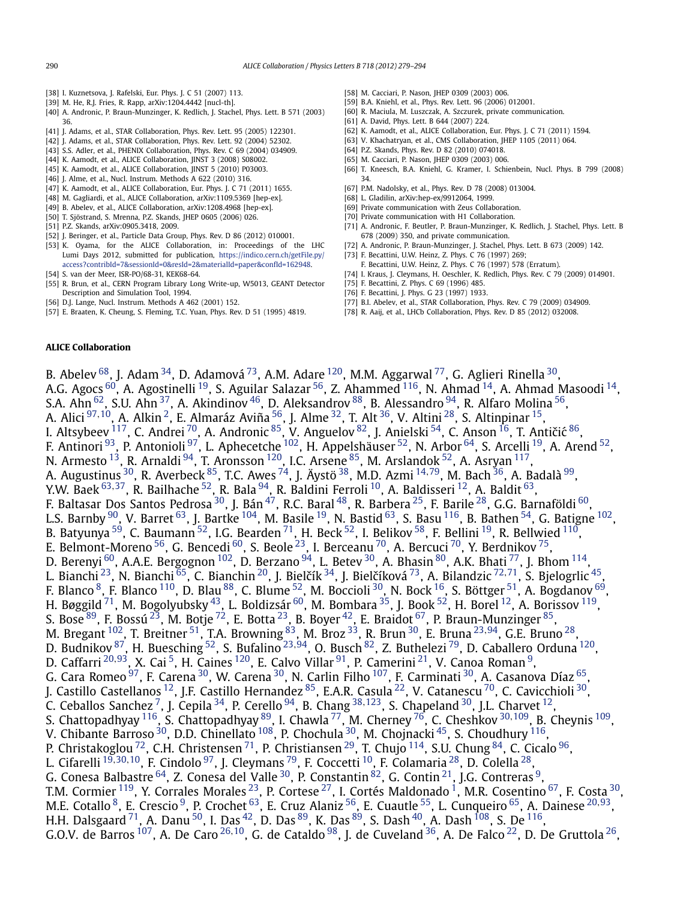[38] I. Kuznetsova, J. Rafelski, Eur. Phys. J. C 51 (2007) 113.
[39] M. He, R.J. Fries, R. Rapp, arXiv:1204.4442 [nucl-th].
[40] A. Andronic, P. Braun-Munzinger, K. Redlich, J. Stachel, Phys. Lett. B 571 (2003) 36.
[41] J. Adams, et al., STAR Collaboration, Phys. Rev. Lett. 95 (2005) 122301.
[42] J. Adams, et al., STAR Collaboration, Phys. Rev. Lett. 92 (2004) 52302.
[43] S.S. Adler, et al., PHENIX Collaboration, Phys. Rev. C 69 (2004) 034909.
[44] K. Aamodt, et al., ALICE Collaboration, JINST 3 (2008) S08002.
[45] K. Aamodt, et al., ALICE Collaboration, JINST 5 (2010) P03003.
[46] J. Alme, et al., Nucl. Instrum. Methods A 622 (2010) 316.
[47] K. Aamodt, et al., ALICE Collaboration, Eur. Phys. J. C 71 (2011) 1655.
[48] M. Gagliardi, et al., ALICE Collaboration, arXiv:1109.5369 [hep-ex].
[49] B. Abelev, et al., ALICE Collaboration, arXiv:1208.4968 [hep-ex].
[50] T. Sjöstrand, S. Mrenna, P.Z. Skands, JHEP 0605 (2006) 026.
[51] P.Z. Skands, arXiv:0905.3418, 2009.
[52] J. Beringer, et al., Particle Data Group, Phys. Rev. D 86 (2012) 010001.
[53] K. Oyama, for the ALICE Collaboration, in: Proceedings of the LHC Lumi Days 2012, submitted for publication, https://indico.cern.ch/getFile.py/access?contribId=7&sessionId=0&resId=2&materialId=paper&confId=162948.
[54] S. van der Meer, ISR-PO/68-31, KEK68-64.
[55] R. Brun, et al., CERN Program Library Long Write-up, W5013, GEANT Detector Description and Simulation Tool, 1994.
[56] D.J. Lange, Nucl. Instrum. Methods A 462 (2001) 152.
[57] E. Braaten, K. Cheung, S. Fleming, T.C. Yuan, Phys. Rev. D 51 (1995) 4819.
[58] M. Cacciari, P. Nason, JHEP 0309 (2003) 006.
[59] B.A. Kniehl, et al., Phys. Rev. Lett. 96 (2006) 012001.
[60] R. Maciula, M. Luszczak, A. Szczurek, private communication.
[61] A. David, Phys. Lett. B 644 (2007) 224.
[62] K. Aamodt, et al., ALICE Collaboration, Eur. Phys. J. C 71 (2011) 1594.
[63] V. Khachatryan, et al., CMS Collaboration, JHEP 1105 (2011) 064.
[64] P.Z. Skands, Phys. Rev. D 82 (2010) 074018.
[65] M. Cacciari, P. Nason, JHEP 0309 (2003) 006.
[66] T. Kneesch, B.A. Kniehl, G. Kramer, I. Schienbein, Nucl. Phys. B 799 (2008) 34.
[67] P.M. Nadolsky, et al., Phys. Rev. D 78 (2008) 013004.
[68] L. Gladilin, arXiv:hep-ex/9912064, 1999.
[69] Private communication with Zeus Collaboration.
[70] Private communication with H1 Collaboration.
[71] A. Andronic, F. Beutler, P. Braun-Munzinger, K. Redlich, J. Stachel, Phys. Lett. B 678 (2009) 350, and private communication.
[72] A. Andronic, P. Braun-Munzinger, J. Stachel, Phys. Lett. B 673 (2009) 142.
[73] F. Becattini, U.W. Heinz, Z. Phys. C 76 (1997) 269;
F. Becattini, U.W. Heinz, Z. Phys. C 76 (1997) 578 (Erratum).
[74] I. Kraus, J. Cleymans, H. Oeschler, K. Redlich, Phys. Rev. C 79 (2009) 014901.
[75] F. Becattini, Z. Phys. C 69 (1996) 485.
[76] F. Becattini, J. Phys. G 23 (1997) 1933.
[77] B.I. Abelev, et al., STAR Collaboration, Phys. Rev. C 79 (2009) 034909.
[78] R. Aaij, et al., LHCb Collaboration, Phys. Rev. D 85 (2012) 032008.

**ALICE Collaboration**

B. Abelev [68], J. Adam [34], D. Adamová [73], A.M. Adare [120], M.M. Aggarwal [77], G. Aglieri Rinella [30], A.G. Agocs [60], A. Agostinelli [19], S. Aguilar Salazar [56], Z. Ahammed [116], N. Ahmad [14], A. Ahmad Masoodi [14], S.A. Ahn [62], S.U. Ahn [37], A. Akindinov [46], D. Aleksandrov [88], B. Alessandro [94], R. Alfaro Molina [56], A. Alici [97,10], A. Alkin [2], E. Almaráz Aviña [56], J. Alme [32], T. Alt [36], V. Altini [28], S. Altinpinar [15], I. Altsybeev [117], C. Andrei [70], A. Andronic [85], V. Anguelov [82], J. Anielski [54], C. Anson [16], T. Antičić [86], F. Antinori [93], P. Antonioli [97], L. Aphecetche [102], H. Appelshäuser [52], N. Arbor [64], S. Arcelli [19], A. Arend [52], N. Armesto [13], R. Arnaldi [94], T. Aronsson [120], I.C. Arsene [85], M. Arslandok [52], A. Asryan [117], A. Augustinus [30], R. Averbeck [85], T.C. Awes [74], J. Äystö [38], M.D. Azmi [14,79], M. Bach [36], A. Badalà [99], Y.W. Baek [63,37], R. Bailhache [52], R. Bala [94], R. Baldini Ferroli [10], A. Baldisseri [12], A. Baldit [63], F. Baltasar Dos Santos Pedrosa [30], J. Bán [47], R.C. Baral [48], R. Barbera [25], F. Barile [28], G.G. Barnaföldi [60], L.S. Barnby [90], V. Barret [63], J. Bartke [104], M. Basile [19], N. Bastid [63], S. Basu [116], B. Bathen [54], G. Batigne [102], B. Batyunya [59], C. Baumann [52], I.G. Bearden [71], H. Beck [52], I. Belikov [58], F. Bellini [19], R. Bellwied [110], E. Belmont-Moreno [56], G. Bencedi [60], S. Beole [23], I. Berceanu [70], A. Bercuci [70], Y. Berdnikov [75], D. Berenyi [60], A.A.E. Bergognon [102], D. Berzano [94], L. Betev [30], A. Bhasin [80], A.K. Bhati [77], J. Bhom [114], L. Bianchi [23], N. Bianchi [65], C. Bianchin [20], J. Bielčík [34], J. Bielčíková [73], A. Bilandzic [72,71], S. Bjelogrlic [45], F. Blanco [8], F. Blanco [110], D. Blau [88], C. Blume [52], M. Boccioli [30], N. Bock [16], S. Böttger [51], A. Bogdanov [69], H. Bøggild [71], M. Bogolyubsky [43], L. Boldizsár [60], M. Bombara [35], J. Book [52], H. Borel [12], A. Borissov [119], S. Bose [89], F. Bossú [23], M. Botje [72], E. Botta [23], B. Boyer [42], E. Braidot [67], P. Braun-Munzinger [85], M. Bregant [102], T. Breitner [51], T.A. Browning [83], M. Broz [33], R. Brun [30], E. Bruna [23,94], G.E. Bruno [28], D. Budnikov [87], H. Buesching [52], S. Bufalino [23,94], O. Busch [82], Z. Buthelezi [79], D. Caballero Orduna [120], D. Caffarri [20,93], X. Cai [5], H. Caines [120], E. Calvo Villar [91], P. Camerini [21], V. Canoa Roman [9], G. Cara Romeo [97], F. Carena [30], W. Carena [30], N. Carlin Filho [107], F. Carminati [30], A. Casanova Díaz [65], J. Castillo Castellanos [12], J.F. Castillo Hernandez [85], E.A.R. Casula [22], V. Catanescu [70], C. Cavicchioli [30], C. Ceballos Sanchez [7], J. Cepila [34], P. Cerello [94], B. Chang [38,123], S. Chapeland [30], J.L. Charvet [12], S. Chattopadhyay [116], S. Chattopadhyay [89], I. Chawla [77], M. Cherney [76], C. Cheshkov [30,109], B. Cheynis [109], V. Chibante Barroso [30], D.D. Chinellato [108], P. Chochula [30], M. Chojnacki [45], S. Choudhury [116], P. Christakoglou [72], C.H. Christensen [71], P. Christiansen [29], T. Chujo [114], S.U. Chung [84], C. Cicalo [96], L. Cifarelli [19,30,10], F. Cindolo [97], J. Cleymans [79], F. Coccetti [10], F. Colamaria [28], D. Colella [28], G. Conesa Balbastre [64], Z. Conesa del Valle [30], P. Constantin [82], G. Contin [21], J.G. Contreras [9], T.M. Cormier [119], Y. Corrales Morales [23], P. Cortese [27], I. Cortés Maldonado [1], M.R. Cosentino [67], F. Costa [30], M.E. Cotallo [8], E. Crescio [9], P. Crochet [63], E. Cruz Alaniz [56], E. Cuautle [55], L. Cunqueiro [65], A. Dainese [20,93], H.H. Dalsgaard [71], A. Danu [50], I. Das [42], D. Das [89], K. Das [89], S. Dash [40], A. Dash [108], S. De [116], G.O.V. de Barros [107], A. De Caro [26,10], G. de Cataldo [98], J. de Cuveland [36], A. De Falco [22], D. De Gruttola [26],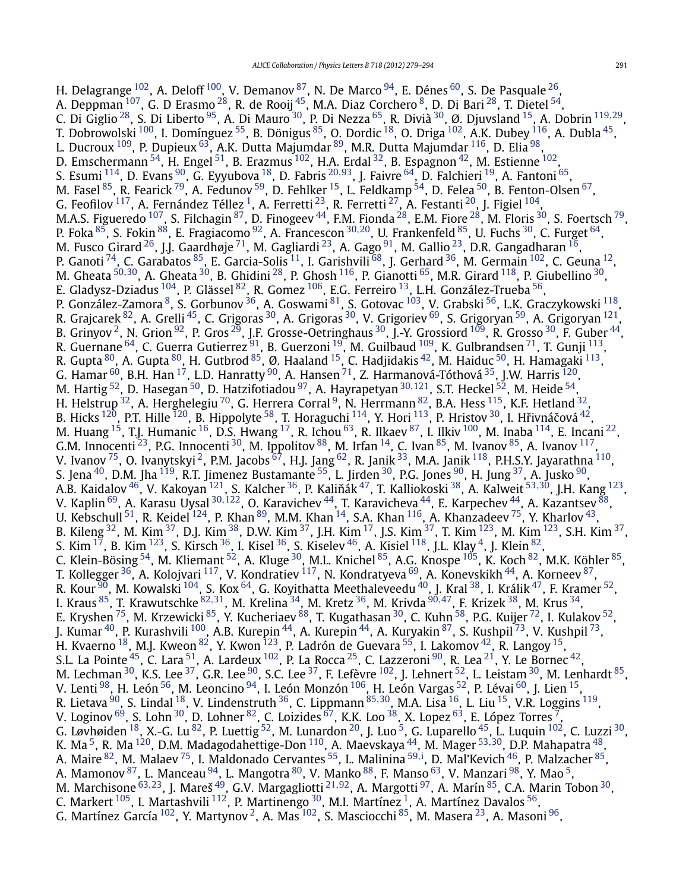H. Delagrange [102], A. Deloff [100], V. Demanov [87], N. De Marco [94], E. Dénes [60], S. De Pasquale [26], A. Deppman [107], G. D Erasmo [28], R. de Rooij [45], M.A. Diaz Corchero [8], D. Di Bari [28], T. Dietel [54], C. Di Giglio [28], S. Di Liberto [95], A. Di Mauro [30], P. Di Nezza [65], R. Divià [30], Ø. Djuvsland [15], A. Dobrin [119,29], T. Dobrowolski [100], I. Domínguez [55], B. Dönigus [85], O. Dordic [18], O. Driga [102], A.K. Dubey [116], A. Dubla [45], L. Ducroux [109], P. Dupieux [63], A.K. Dutta Majumdar [89], M.R. Dutta Majumdar [116], D. Elia [98], D. Emschermann [54], H. Engel [51], B. Erazmus [102], H.A. Erdal [32], B. Espagnon [42], M. Estienne [102], S. Esumi [114], D. Evans [90], G. Eyyubova [18], D. Fabris [20,93], J. Faivre [64], D. Falchieri [19], A. Fantoni [65], M. Fasel [85], R. Fearick [79], A. Fedunov [59], D. Fehlker [15], L. Feldkamp [54], D. Felea [50], B. Fenton-Olsen [67], G. Feofilov [117], A. Fernández Téllez [1], A. Ferretti [23], R. Ferretti [27], A. Festanti [20], J. Figiel [104], M.A.S. Figueredo [107], S. Filchagin [87], D. Finogeev [44], F.M. Fionda [28], E.M. Fiore [28], M. Floris [30], S. Foertsch [79], P. Foka [85], S. Fokin [88], E. Fragiacomo [92], A. Francescon [30,20], U. Frankenfeld [85], U. Fuchs [30], C. Furget [64], M. Fusco Girard [26], J.J. Gaardhøje [71], M. Gagliardi [23], A. Gago [91], M. Gallio [23], D.R. Gangadharan [16], P. Ganoti [74], C. Garabatos [85], E. Garcia-Solis [11], I. Garishvili [68], J. Gerhard [36], M. Germain [102], C. Geuna [12], M. Gheata [50,30], A. Gheata [30], B. Ghidini [28], P. Ghosh [116], P. Gianotti [65], M.R. Girard [118], P. Giubellino [30], E. Gladysz-Dziadus [104], P. Glässel [82], R. Gomez [106], E.G. Ferreiro [13], L.H. González-Trueba [56], P. González-Zamora [8], S. Gorbunov [36], A. Goswami [81], S. Gotovac [103], V. Grabski [56], L.K. Graczykowski [118], R. Grajcarek [82], A. Grelli [45], C. Grigoras [30], A. Grigoras [30], V. Grigoriev [69], S. Grigoryan [59], A. Grigoryan [121], B. Grinyov [2], N. Grion [92], P. Gros [29], J.F. Grosse-Oetringhaus [30], J.-Y. Grossiord [109], R. Grosso [30], F. Guber [44], R. Guernane [64], C. Guerra Gutierrez [91], B. Guerzoni [19], M. Guilbaud [109], K. Gulbrandsen [71], T. Gunji [113], R. Gupta [80], A. Gupta [80], H. Gutbrod [85], Ø. Haaland [15], C. Hadjidakis [42], M. Haiduc [50], H. Hamagaki [113], G. Hamar [60], B.H. Han [17], L.D. Hanratty [90], A. Hansen [71], Z. Harmanová-Tóthová [35], J.W. Harris [120], M. Hartig [52], D. Hasegan [50], D. Hatzifotiadou [97], A. Hayrapetyan [30,121], S.T. Heckel [52], M. Heide [54], H. Helstrup [32], A. Herghelegiu [70], G. Herrera Corral [9], N. Herrmann [82], B.A. Hess [115], K.F. Hetland [32], B. Hicks [120], P.T. Hille [120], B. Hippolyte [58], T. Horaguchi [114], Y. Hori [113], P. Hristov [30], I. Hřivnáčová [42], M. Huang [15], T.J. Humanic [16], D.S. Hwang [17], R. Ichou [63], R. Ilkaev [87], I. Ilkiv [100], M. Inaba [114], E. Incani [22], G.M. Innocenti [23], P.G. Innocenti [30], M. Ippolitov [88], M. Irfan [14], C. Ivan [85], M. Ivanov [85], A. Ivanov [117], V. Ivanov [75], O. Ivanytskyi [2], P.M. Jacobs [67], H.J. Jang [62], R. Janik [33], M.A. Janik [118], P.H.S.Y. Jayarathna [110], S. Jena [40], D.M. Jha [119], R.T. Jimenez Bustamante [55], L. Jirden [30], P.G. Jones [90], H. Jung [37], A. Jusko [90], A.B. Kaidalov [46], V. Kakoyan [121], S. Kalcher [36], P. Kaliňák [47], T. Kalliokoski [38], A. Kalweit [53,30], J.H. Kang [123], V. Kaplin [69], A. Karasu Uysal [30,122], O. Karavichev [44], T. Karavicheva [44], E. Karpechev [44], A. Kazantsev [88], U. Kebschull [51], R. Keidel [124], P. Khan [89], M.M. Khan [14], S.A. Khan [116], A. Khanzadeev [75], Y. Kharlov [43], B. Kileng [32], M. Kim [37], D.J. Kim [38], D.W. Kim [37], J.H. Kim [17], J.S. Kim [37], T. Kim [123], M. Kim [123], S.H. Kim [37], S. Kim [17], B. Kim [123], S. Kirsch [36], I. Kisel [36], S. Kiselev [46], A. Kisiel [118], J.L. Klay [4], J. Klein [82], C. Klein-Bösing [54], M. Kliemant [52], A. Kluge [30], M.L. Knichel [85], A.G. Knospe [105], K. Koch [82], M.K. Köhler [85], T. Kollegger [36], A. Kolojvari [117], V. Kondratiev [117], N. Kondratyeva [69], A. Konevskikh [44], A. Korneev [87], R. Kour [90], M. Kowalski [104], S. Kox [64], G. Koyithatta Meethaleveedu [40], J. Kral [38], I. Králik [47], F. Kramer [52], I. Kraus [85], T. Krawutschke [82,31], M. Krelina [34], M. Kretz [36], M. Krivda [90,47], F. Krizek [38], M. Krus [34], E. Kryshen [75], M. Krzewicki [85], Y. Kucheriaev [88], T. Kugathasan [30], C. Kuhn [58], P.G. Kuijer [72], I. Kulakov [52], J. Kumar [40], P. Kurashvili [100], A.B. Kurepin [44], A. Kurepin [44], A. Kuryakin [87], S. Kushpil [73], V. Kushpil [73], H. Kvaerno [18], M.J. Kweon [82], Y. Kwon [123], P. Ladrón de Guevara [55], I. Lakomov [42], R. Langoy [15], S.L. La Pointe [45], C. Lara [51], A. Lardeux [102], P. La Rocca [25], C. Lazzeroni [90], R. Lea [21], Y. Le Bornec [42], M. Lechman [30], K.S. Lee [37], G.R. Lee [90], S.C. Lee [37], F. Lefèvre [102], J. Lehnert [52], L. Leistam [30], M. Lenhardt [85], V. Lenti [98], H. León [56], M. Leoncino [94], I. León Monzón [106], H. León Vargas [52], P. Lévai [60], J. Lien [15], R. Lietava [90], S. Lindal [18], V. Lindenstruth [36], C. Lippmann [85,30], M.A. Lisa [16], L. Liu [15], V.R. Loggins [119], V. Loginov [69], S. Lohn [30], D. Lohner [82], C. Loizides [67], K.K. Loo [38], X. Lopez [63], E. López Torres [7], G. Løvhøiden [18], X.-G. Lu [82], P. Luettig [52], M. Lunardon [20], J. Luo [5], G. Luparello [45], L. Luquin [102], C. Luzzi [30], K. Ma [5], R. Ma [120], D.M. Madagodahettige-Don [110], A. Maevskaya [44], M. Mager [53,30], D.P. Mahapatra [48], A. Maire [82], M. Malaev [75], I. Maldonado Cervantes [55], L. Malinina [59,i], D. Mal'Kevich [46], P. Malzacher [85], A. Mamonov [87], L. Manceau [94], L. Mangotra [80], V. Manko [88], F. Manso [63], V. Manzari [98], Y. Mao [5], M. Marchisone [63,23], J. Mareš [49], G.V. Margagliotti [21,92], A. Margotti [97], A. Marín [85], C.A. Marin Tobon [30], C. Markert [105], I. Martashvili [112], P. Martinengo [30], M.I. Martínez [1], A. Martínez Davalos [56], G. Martínez García [102], Y. Martynov [2], A. Mas [102], S. Masciocchi [85], M. Masera [23], A. Masoni [96],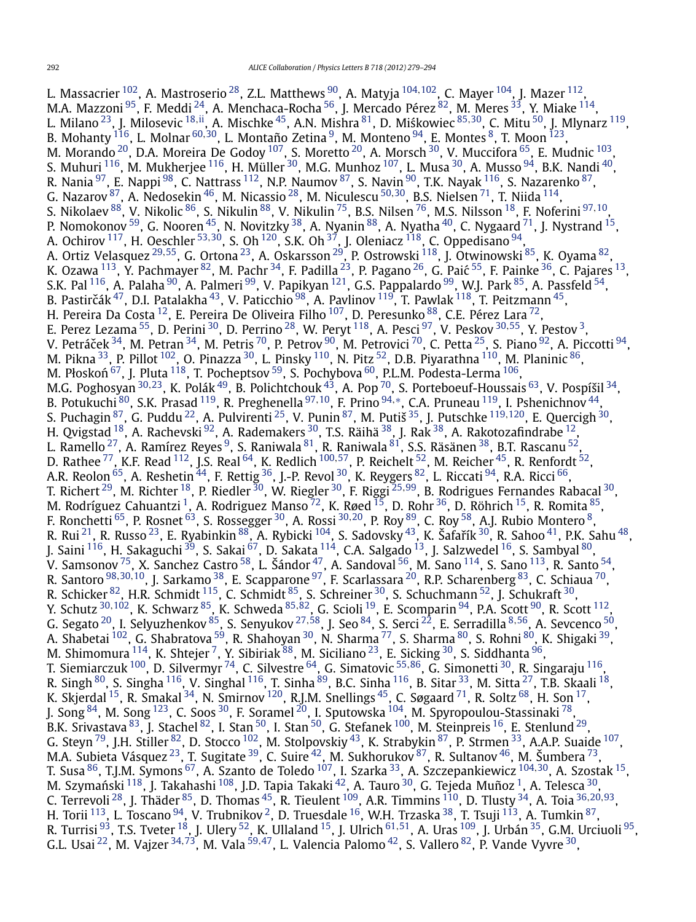L. Massacrier [102], A. Mastroserio [28], Z.L. Matthews [90], A. Matyja [104,102], C. Mayer [104], J. Mazer [112], M.A. Mazzoni [95], F. Meddi [24], A. Menchaca-Rocha [56], J. Mercado Pérez [82], M. Meres [33], Y. Miake [114], L. Milano [23], J. Milosevic [18,ii], A. Mischke [45], A.N. Mishra [81], D. Miśkowiec [85,30], C. Mitu [50], J. Mlynarz [119], B. Mohanty [116], L. Molnar [60,30], L. Montaño Zetina [9], M. Monteno [94], E. Montes [8], T. Moon [123], M. Morando [20], D.A. Moreira De Godoy [107], S. Moretto [20], A. Morsch [30], V. Muccifora [65], E. Mudnic [103], S. Muhuri [116], M. Mukherjee [116], H. Müller [30], M.G. Munhoz [107], L. Musa [30], A. Musso [94], B.K. Nandi [40], R. Nania [97], E. Nappi [98], C. Nattrass [112], N.P. Naumov [87], S. Navin [90], T.K. Nayak [116], S. Nazarenko [87], G. Nazarov [87], A. Nedosekin [46], M. Nicassio [28], M. Niculescu [50,30], B.S. Nielsen [71], T. Niida [114], S. Nikolaev [88], V. Nikolic [86], S. Nikulin [88], V. Nikulin [75], B.S. Nilsen [76], M.S. Nilsson [18], F. Noferini [97,10], P. Nomokonov [59], G. Nooren [45], N. Novitzky [38], A. Nyanin [88], A. Nyatha [40], C. Nygaard [71], J. Nystrand [15], A. Ochirov [117], H. Oeschler [53,30], S. Oh [120], S.K. Oh [37], J. Oleniacz [118], C. Oppedisano [94], A. Ortiz Velasquez [29,55], G. Ortona [23], A. Oskarsson [29], P. Ostrowski [118], J. Otwinowski [85], K. Oyama [82], K. Ozawa [113], Y. Pachmayer [82], M. Pachr [34], F. Padilla [23], P. Pagano [26], G. Paić [55], F. Painke [36], C. Pajares [13], S.K. Pal [116], A. Palaha [90], A. Palmeri [99], V. Papikyan [121], G.S. Pappalardo [99], W.J. Park [85], A. Passfeld [54], B. Pastirčák [47], D.I. Patalakha [43], V. Paticchio [98], A. Pavlinov [119], T. Pawlak [118], T. Peitzmann [45], H. Pereira Da Costa [12], E. Pereira De Oliveira Filho [107], D. Peresunko [88], C.E. Pérez Lara [72], E. Perez Lezama [55], D. Perini [30], D. Perrino [28], W. Peryt [118], A. Pesci [97], V. Peskov [30,55], Y. Pestov [3], V. Petráček [34], M. Petran [34], M. Petris [70], P. Petrov [90], M. Petrovici [70], C. Petta [25], S. Piano [92], A. Piccotti [94], M. Pikna [33], P. Pillot [102], O. Pinazza [30], L. Pinsky [110], N. Pitz [52], D.B. Piyarathna [110], M. Planinic [86], M. Płoskoń [67], J. Pluta [118], T. Pocheptsov [59], S. Pochybova [60], P.L.M. Podesta-Lerma [106], M.G. Poghosyan [30,23], K. Polák [49], B. Polichtchouk [43], A. Pop [70], S. Porteboeuf-Houssais [63], V. Pospíšil [34], B. Potukuchi [80], S.K. Prasad [119], R. Preghenella [97,10], F. Prino [94,*], C.A. Pruneau [119], I. Pshenichnov [44], S. Puchagin [87], G. Puddu [22], A. Pulvirenti [25], V. Punin [87], M. Putiš [35], J. Putschke [119,120], E. Quercigh [30], H. Qvigstad [18], A. Rachevski [92], A. Rademakers [30], T.S. Räihä [38], J. Rak [38], A. Rakotozafindrabe [12], L. Ramello [27], A. Ramírez Reyes [9], S. Raniwala [81], R. Raniwala [81], S.S. Räsänen [38], B.T. Rascanu [52], D. Rathee [77], K.F. Read [112], J.S. Real [64], K. Redlich [100,57], P. Reichelt [52], M. Reicher [45], R. Renfordt [52], A.R. Reolon [65], A. Reshetin [44], F. Rettig [36], J.-P. Revol [30], K. Reygers [82], L. Riccati [94], R.A. Ricci [66], T. Richert [29], M. Richter [18], P. Riedler [30], W. Riegler [30], F. Riggi [25,99], B. Rodrigues Fernandes Rabacal [30], M. Rodríguez Cahuantzi [1], A. Rodriguez Manso [72], K. Røed [15], D. Rohr [36], D. Röhrich [15], R. Romita [85], F. Ronchetti [65], P. Rosnet [63], S. Rossegger [30], A. Rossi [30,20], P. Roy [89], C. Roy [58], A.J. Rubio Montero [8], R. Rui [21], R. Russo [23], E. Ryabinkin [88], A. Rybicki [104], S. Sadovsky [43], K. Šafařík [30], R. Sahoo [41], P.K. Sahu [48], J. Saini [116], H. Sakaguchi [39], S. Sakai [67], D. Sakata [114], C.A. Salgado [13], J. Salzwedel [16], S. Sambyal [80], V. Samsonov [75], X. Sanchez Castro [58], L. Šándor [47], A. Sandoval [56], M. Sano [114], S. Sano [113], R. Santo [54], R. Santoro [98,30,10], J. Sarkamo [38], E. Scapparone [97], F. Scarlassara [20], R.P. Scharenberg [83], C. Schiaua [70], R. Schicker [82], H.R. Schmidt [115], C. Schmidt [85], S. Schreiner [30], S. Schuchmann [52], J. Schukraft [30], Y. Schutz [30,102], K. Schwarz [85], K. Schweda [85,82], G. Scioli [19], E. Scomparin [94], P.A. Scott [90], R. Scott [112], G. Segato [20], I. Selyuzhenkov [85], S. Senyukov [27,58], J. Seo [84], S. Serci [22], E. Serradilla [8,56], A. Sevcenco [50], A. Shabetai [102], G. Shabratova [59], R. Shahoyan [30], N. Sharma [77], S. Sharma [80], S. Rohni [80], K. Shigaki [39], M. Shimomura [114], K. Shtejer [7], Y. Sibiriak [88], M. Siciliano [23], E. Sicking [30], S. Siddhanta [96], T. Siemiarczuk [100], D. Silvermyr [74], C. Silvestre [64], G. Simatovic [55,86], G. Simonetti [30], R. Singaraju [116], R. Singh [80], S. Singha [116], V. Singhal [116], T. Sinha [89], B.C. Sinha [116], B. Sitar [33], M. Sitta [27], T.B. Skaali [18], K. Skjerdal [15], R. Smakal [34], N. Smirnov [120], R.J.M. Snellings [45], C. Søgaard [71], R. Soltz [68], H. Son [17], J. Song [84], M. Song [123], C. Soos [30], F. Soramel [20], I. Sputowska [104], M. Spyropoulou-Stassinaki [78], B.K. Srivastava [83], J. Stachel [82], I. Stan [50], I. Stan [50], G. Stefanek [100], M. Steinpreis [16], E. Stenlund [29], G. Steyn [79], J.H. Stiller [82], D. Stocco [102], M. Stolpovskiy [43], K. Strabykin [87], P. Strmen [33], A.A.P. Suaide [107], M.A. Subieta Vásquez [23], T. Sugitate [39], C. Suire [42], M. Sukhorukov [87], R. Sultanov [46], M. Šumbera [73], T. Susa [86], T.J.M. Symons [67], A. Szanto de Toledo [107], I. Szarka [33], A. Szczepankiewicz [104,30], A. Szostak [15], M. Szymański [118], J. Takahashi [108], J.D. Tapia Takaki [42], A. Tauro [30], G. Tejeda Muñoz [1], A. Telesca [30], C. Terrevoli [28], J. Thäder [85], D. Thomas [45], R. Tieulent [109], A.R. Timmins [110], D. Tlusty [34], A. Toia [36,20,93], H. Torii [113], L. Toscano [94], V. Trubnikov [2], D. Truesdale [16], W.H. Trzaska [38], T. Tsuji [113], A. Tumkin [87], R. Turrisi [93], T.S. Tveter [18], J. Ulery [52], K. Ullaland [15], J. Ulrich [61,51], A. Uras [109], J. Urbán [35], G.M. Urciuoli [95], G.L. Usai [22], M. Vajzer [34,73], M. Vala [59,47], L. Valencia Palomo [42], S. Vallero [82], P. Vande Vyvre [30],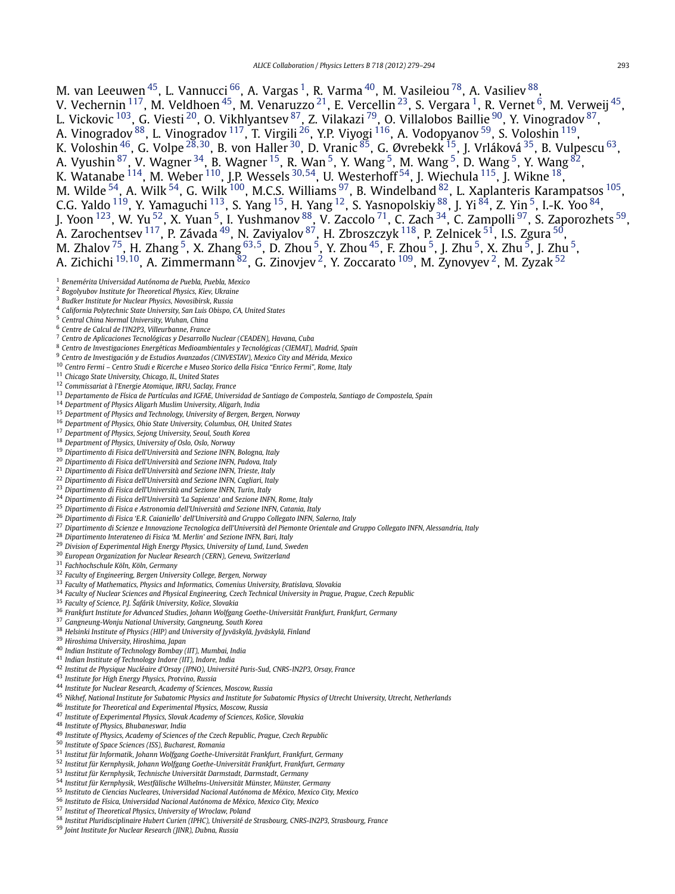M. van Leeuwen [45], L. Vannucci [66], A. Vargas [1], R. Varma [40], M. Vasileiou [78], A. Vasiliev [88], V. Vechernin [117], M. Veldhoen [45], M. Venaruzzo [21], E. Vercellin [23], S. Vergara [1], R. Vernet [6], M. Verweij [45], L. Vickovic [103], G. Viesti [20], O. Vikhlyantsev [87], Z. Vilakazi [79], O. Villalobos Baillie [90], Y. Vinogradov [87], A. Vinogradov [88], L. Vinogradov [117], T. Virgili [26], Y.P. Viyogi [116], A. Vodopyanov [59], S. Voloshin [119], K. Voloshin [46], G. Volpe [28,30], B. von Haller [30], D. Vranic [85], G. Øvrebekk [15], J. Vrláková [35], B. Vulpescu [63], A. Vyushin [87], V. Wagner [34], B. Wagner [15], R. Wan [5], Y. Wang [5], M. Wang [5], D. Wang [5], Y. Wang [82], K. Watanabe [114], M. Weber [110], J.P. Wessels [30,54], U. Westerhoff [54], J. Wiechula [115], J. Wikne [18], M. Wilde [54], A. Wilk [54], G. Wilk [100], M.C.S. Williams [97], B. Windelband [82], L. Xaplanteris Karampatsos [105], C.G. Yaldo [119], Y. Yamaguchi [113], S. Yang [15], H. Yang [12], S. Yasnopolskiy [88], J. Yi [84], Z. Yin [5], I.-K. Yoo [84], J. Yoon [123], W. Yu [52], X. Yuan [5], I. Yushmanov [88], V. Zaccolo [71], C. Zach [34], C. Zampolli [97], S. Zaporozhets [59], A. Zarochentsev [117], P. Závada [49], N. Zaviyalov [87], H. Zbroszczyk [118], P. Zelnicek [51], I.S. Zgura [50], M. Zhalov [75], H. Zhang [5], X. Zhang [63,5], D. Zhou [5], Y. Zhou [45], F. Zhou [5], J. Zhu [5], X. Zhu [5], J. Zhu [5], A. Zichichi [19,10], A. Zimmermann [82], G. Zinovjev [2], Y. Zoccarato [109], M. Zynovyev [2], M. Zyzak [52]

[1] *Benemérita Universidad Autónoma de Puebla, Puebla, Mexico*
[2] *Bogolyubov Institute for Theoretical Physics, Kiev, Ukraine*
[3] *Budker Institute for Nuclear Physics, Novosibirsk, Russia*
[4] *California Polytechnic State University, San Luis Obispo, CA, United States*
[5] *Central China Normal University, Wuhan, China*
[6] *Centre de Calcul de l'IN2P3, Villeurbanne, France*
[7] *Centro de Aplicaciones Tecnológicas y Desarrollo Nuclear (CEADEN), Havana, Cuba*
[8] *Centro de Investigaciones Energéticas Medioambientales y Tecnológicas (CIEMAT), Madrid, Spain*
[9] *Centro de Investigación y de Estudios Avanzados (CINVESTAV), Mexico City and Mérida, Mexico*
[10] *Centro Fermi – Centro Studi e Ricerche e Museo Storico della Fisica "Enrico Fermi", Rome, Italy*
[11] *Chicago State University, Chicago, IL, United States*
[12] *Commissariat à l'Energie Atomique, IRFU, Saclay, France*
[13] *Departamento de Física de Partículas and IGFAE, Universidad de Santiago de Compostela, Santiago de Compostela, Spain*
[14] *Department of Physics Aligarh Muslim University, Aligarh, India*
[15] *Department of Physics and Technology, University of Bergen, Bergen, Norway*
[16] *Department of Physics, Ohio State University, Columbus, OH, United States*
[17] *Department of Physics, Sejong University, Seoul, South Korea*
[18] *Department of Physics, University of Oslo, Oslo, Norway*
[19] *Dipartimento di Fisica dell'Università and Sezione INFN, Bologna, Italy*
[20] *Dipartimento di Fisica dell'Università and Sezione INFN, Padova, Italy*
[21] *Dipartimento di Fisica dell'Università and Sezione INFN, Trieste, Italy*
[22] *Dipartimento di Fisica dell'Università and Sezione INFN, Cagliari, Italy*
[23] *Dipartimento di Fisica dell'Università and Sezione INFN, Turin, Italy*
[24] *Dipartimento di Fisica dell'Università 'La Sapienza' and Sezione INFN, Rome, Italy*
[25] *Dipartimento di Fisica e Astronomia dell'Università and Sezione INFN, Catania, Italy*
[26] *Dipartimento di Fisica 'E.R. Caianiello' dell'Università and Gruppo Collegato INFN, Salerno, Italy*
[27] *Dipartimento di Scienze e Innovazione Tecnologica dell'Università del Piemonte Orientale and Gruppo Collegato INFN, Alessandria, Italy*
[28] *Dipartimento Interateneo di Fisica 'M. Merlin' and Sezione INFN, Bari, Italy*
[29] *Division of Experimental High Energy Physics, University of Lund, Lund, Sweden*
[30] *European Organization for Nuclear Research (CERN), Geneva, Switzerland*
[31] *Fachhochschule Köln, Köln, Germany*
[32] *Faculty of Engineering, Bergen University College, Bergen, Norway*
[33] *Faculty of Mathematics, Physics and Informatics, Comenius University, Bratislava, Slovakia*
[34] *Faculty of Nuclear Sciences and Physical Engineering, Czech Technical University in Prague, Prague, Czech Republic*
[35] *Faculty of Science, P.J. Šafárik University, Košice, Slovakia*
[36] *Frankfurt Institute for Advanced Studies, Johann Wolfgang Goethe-Universität Frankfurt, Frankfurt, Germany*
[37] *Gangneung-Wonju National University, Gangneung, South Korea*
[38] *Helsinki Institute of Physics (HIP) and University of Jyväskylä, Jyväskylä, Finland*
[39] *Hiroshima University, Hiroshima, Japan*
[40] *Indian Institute of Technology Bombay (IIT), Mumbai, India*
[41] *Indian Institute of Technology Indore (IIT), Indore, India*
[42] *Institut de Physique Nucléaire d'Orsay (IPNO), Université Paris-Sud, CNRS-IN2P3, Orsay, France*
[43] *Institute for High Energy Physics, Protvino, Russia*
[44] *Institute for Nuclear Research, Academy of Sciences, Moscow, Russia*
[45] *Nikhef, National Institute for Subatomic Physics and Institute for Subatomic Physics of Utrecht University, Utrecht, Netherlands*
[46] *Institute for Theoretical and Experimental Physics, Moscow, Russia*
[47] *Institute of Experimental Physics, Slovak Academy of Sciences, Košice, Slovakia*
[48] *Institute of Physics, Bhubaneswar, India*
[49] *Institute of Physics, Academy of Sciences of the Czech Republic, Prague, Czech Republic*
[50] *Institute of Space Sciences (ISS), Bucharest, Romania*
[51] *Institut für Informatik, Johann Wolfgang Goethe-Universität Frankfurt, Frankfurt, Germany*
[52] *Institut für Kernphysik, Johann Wolfgang Goethe-Universität Frankfurt, Frankfurt, Germany*
[53] *Institut für Kernphysik, Technische Universität Darmstadt, Darmstadt, Germany*
[54] *Institut für Kernphysik, Westfälische Wilhelms-Universität Münster, Münster, Germany*
[55] *Instituto de Ciencias Nucleares, Universidad Nacional Autónoma de México, Mexico City, Mexico*
[56] *Instituto de Física, Universidad Nacional Autónoma de México, Mexico City, Mexico*
[57] *Institut of Theoretical Physics, University of Wroclaw, Poland*
[58] *Institut Pluridisciplinaire Hubert Curien (IPHC), Université de Strasbourg, CNRS-IN2P3, Strasbourg, France*
[59] *Joint Institute for Nuclear Research (JINR), Dubna, Russia*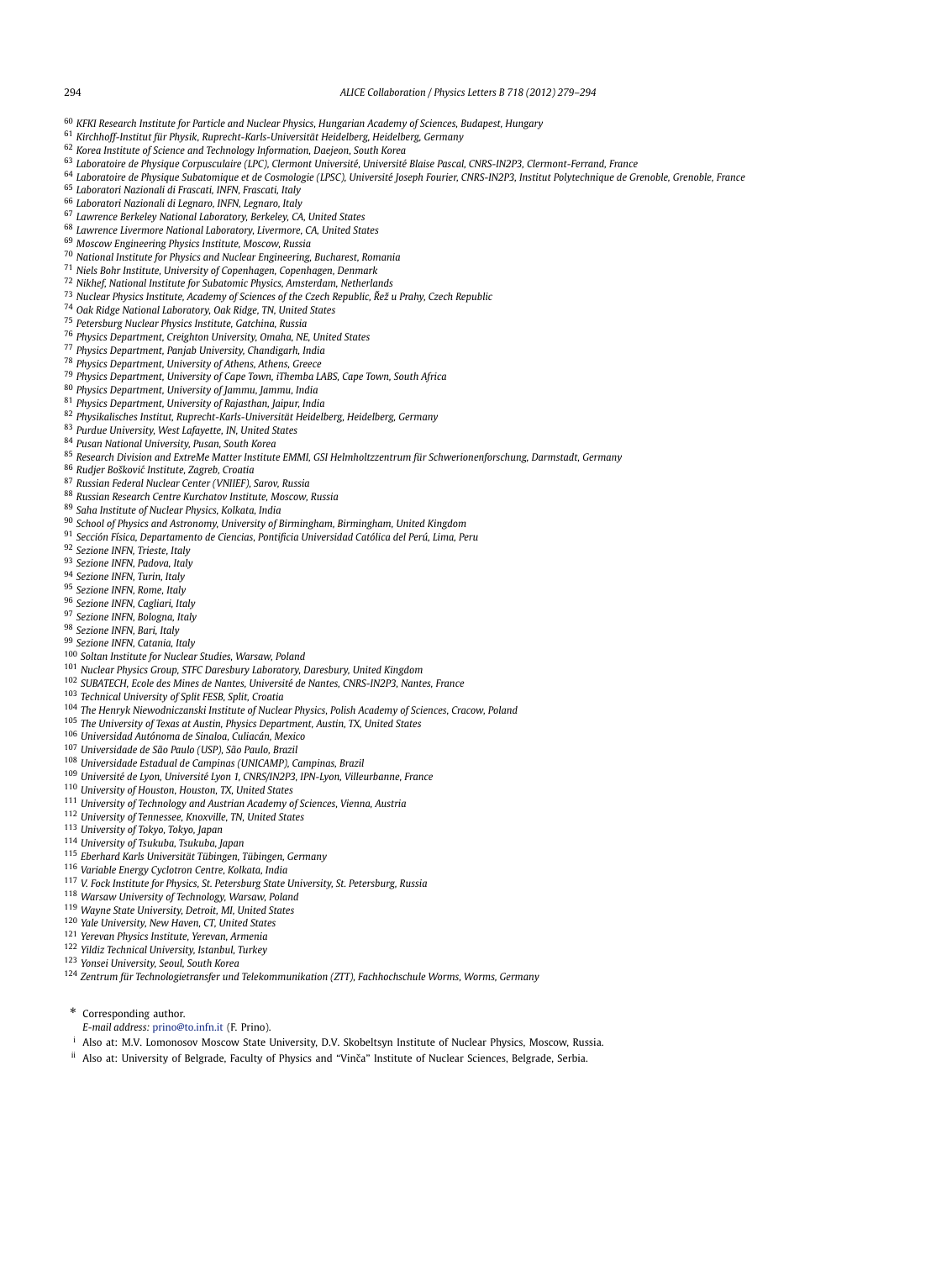[60] KFKI Research Institute for Particle and Nuclear Physics, Hungarian Academy of Sciences, Budapest, Hungary
[61] Kirchhoff-Institut für Physik, Ruprecht-Karls-Universität Heidelberg, Heidelberg, Germany
[62] Korea Institute of Science and Technology Information, Daejeon, South Korea
[63] Laboratoire de Physique Corpusculaire (LPC), Clermont Université, Université Blaise Pascal, CNRS-IN2P3, Clermont-Ferrand, France
[64] Laboratoire de Physique Subatomique et de Cosmologie (LPSC), Université Joseph Fourier, CNRS-IN2P3, Institut Polytechnique de Grenoble, Grenoble, France
[65] Laboratori Nazionali di Frascati, INFN, Frascati, Italy
[66] Laboratori Nazionali di Legnaro, INFN, Legnaro, Italy
[67] Lawrence Berkeley National Laboratory, Berkeley, CA, United States
[68] Lawrence Livermore National Laboratory, Livermore, CA, United States
[69] Moscow Engineering Physics Institute, Moscow, Russia
[70] National Institute for Physics and Nuclear Engineering, Bucharest, Romania
[71] Niels Bohr Institute, University of Copenhagen, Copenhagen, Denmark
[72] Nikhef, National Institute for Subatomic Physics, Amsterdam, Netherlands
[73] Nuclear Physics Institute, Academy of Sciences of the Czech Republic, Řež u Prahy, Czech Republic
[74] Oak Ridge National Laboratory, Oak Ridge, TN, United States
[75] Petersburg Nuclear Physics Institute, Gatchina, Russia
[76] Physics Department, Creighton University, Omaha, NE, United States
[77] Physics Department, Panjab University, Chandigarh, India
[78] Physics Department, University of Athens, Athens, Greece
[79] Physics Department, University of Cape Town, iThemba LABS, Cape Town, South Africa
[80] Physics Department, University of Jammu, Jammu, India
[81] Physics Department, University of Rajasthan, Jaipur, India
[82] Physikalisches Institut, Ruprecht-Karls-Universität Heidelberg, Heidelberg, Germany
[83] Purdue University, West Lafayette, IN, United States
[84] Pusan National University, Pusan, South Korea
[85] Research Division and ExtreMe Matter Institute EMMI, GSI Helmholtzzentrum für Schwerionenforschung, Darmstadt, Germany
[86] Rudjer Bošković Institute, Zagreb, Croatia
[87] Russian Federal Nuclear Center (VNIIEF), Sarov, Russia
[88] Russian Research Centre Kurchatov Institute, Moscow, Russia
[89] Saha Institute of Nuclear Physics, Kolkata, India
[90] School of Physics and Astronomy, University of Birmingham, Birmingham, United Kingdom
[91] Sección Física, Departamento de Ciencias, Pontificia Universidad Católica del Perú, Lima, Peru
[92] Sezione INFN, Trieste, Italy
[93] Sezione INFN, Padova, Italy
[94] Sezione INFN, Turin, Italy
[95] Sezione INFN, Rome, Italy
[96] Sezione INFN, Cagliari, Italy
[97] Sezione INFN, Bologna, Italy
[98] Sezione INFN, Bari, Italy
[99] Sezione INFN, Catania, Italy
[100] Soltan Institute for Nuclear Studies, Warsaw, Poland
[101] Nuclear Physics Group, STFC Daresbury Laboratory, Daresbury, United Kingdom
[102] SUBATECH, Ecole des Mines de Nantes, Université de Nantes, CNRS-IN2P3, Nantes, France
[103] Technical University of Split FESB, Split, Croatia
[104] The Henryk Niewodniczanski Institute of Nuclear Physics, Polish Academy of Sciences, Cracow, Poland
[105] The University of Texas at Austin, Physics Department, Austin, TX, United States
[106] Universidad Autónoma de Sinaloa, Culiacán, Mexico
[107] Universidade de São Paulo (USP), São Paulo, Brazil
[108] Universidade Estadual de Campinas (UNICAMP), Campinas, Brazil
[109] Université de Lyon, Université Lyon 1, CNRS/IN2P3, IPN-Lyon, Villeurbanne, France
[110] University of Houston, Houston, TX, United States
[111] University of Technology and Austrian Academy of Sciences, Vienna, Austria
[112] University of Tennessee, Knoxville, TN, United States
[113] University of Tokyo, Tokyo, Japan
[114] University of Tsukuba, Tsukuba, Japan
[115] Eberhard Karls Universität Tübingen, Tübingen, Germany
[116] Variable Energy Cyclotron Centre, Kolkata, India
[117] V. Fock Institute for Physics, St. Petersburg State University, St. Petersburg, Russia
[118] Warsaw University of Technology, Warsaw, Poland
[119] Wayne State University, Detroit, MI, United States
[120] Yale University, New Haven, CT, United States
[121] Yerevan Physics Institute, Yerevan, Armenia
[122] Yildiz Technical University, Istanbul, Turkey
[123] Yonsei University, Seoul, South Korea
[124] Zentrum für Technologietransfer und Telekommunikation (ZTT), Fachhochschule Worms, Worms, Germany

* Corresponding author.
*E-mail address:* prino@to.infn.it (F. Prino).

[i] Also at: M.V. Lomonosov Moscow State University, D.V. Skobeltsyn Institute of Nuclear Physics, Moscow, Russia.

[ii] Also at: University of Belgrade, Faculty of Physics and "Vinča" Institute of Nuclear Sciences, Belgrade, Serbia.